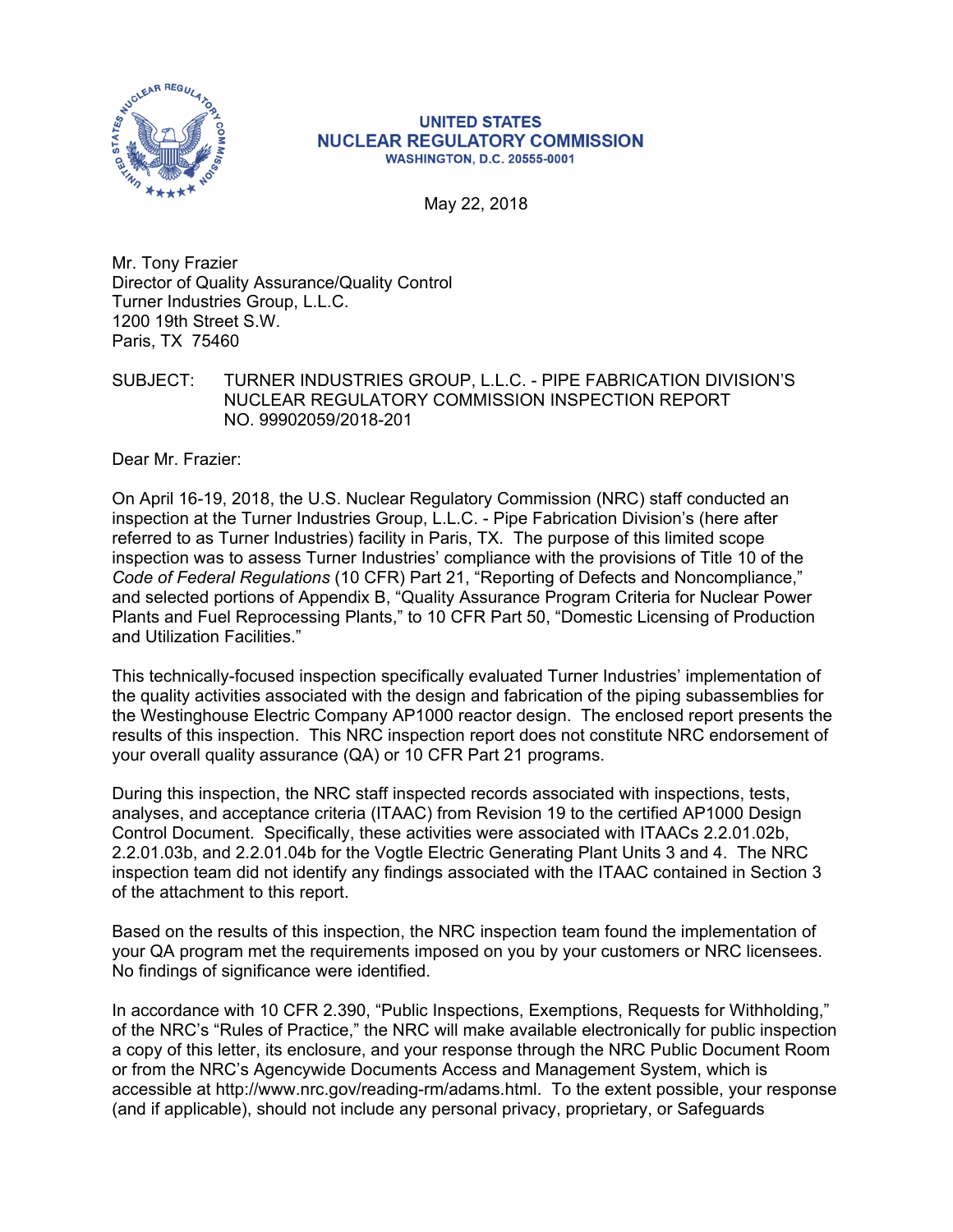**UNITED STATES**
**NUCLEAR REGULATORY COMMISSION**
**WASHINGTON, D.C. 20555-0001**

May 22, 2018

Mr. Tony Frazier
Director of Quality Assurance/Quality Control
Turner Industries Group, L.L.C.
1200 19th Street S.W.
Paris, TX 75460

SUBJECT: TURNER INDUSTRIES GROUP, L.L.C. - PIPE FABRICATION DIVISION'S NUCLEAR REGULATORY COMMISSION INSPECTION REPORT NO. 99902059/2018-201

Dear Mr. Frazier:

On April 16-19, 2018, the U.S. Nuclear Regulatory Commission (NRC) staff conducted an inspection at the Turner Industries Group, L.L.C. - Pipe Fabrication Division's (here after referred to as Turner Industries) facility in Paris, TX. The purpose of this limited scope inspection was to assess Turner Industries' compliance with the provisions of Title 10 of the *Code of Federal Regulations* (10 CFR) Part 21, "Reporting of Defects and Noncompliance," and selected portions of Appendix B, "Quality Assurance Program Criteria for Nuclear Power Plants and Fuel Reprocessing Plants," to 10 CFR Part 50, "Domestic Licensing of Production and Utilization Facilities."

This technically-focused inspection specifically evaluated Turner Industries' implementation of the quality activities associated with the design and fabrication of the piping subassemblies for the Westinghouse Electric Company AP1000 reactor design. The enclosed report presents the results of this inspection. This NRC inspection report does not constitute NRC endorsement of your overall quality assurance (QA) or 10 CFR Part 21 programs.

During this inspection, the NRC staff inspected records associated with inspections, tests, analyses, and acceptance criteria (ITAAC) from Revision 19 to the certified AP1000 Design Control Document. Specifically, these activities were associated with ITAACs 2.2.01.02b, 2.2.01.03b, and 2.2.01.04b for the Vogtle Electric Generating Plant Units 3 and 4. The NRC inspection team did not identify any findings associated with the ITAAC contained in Section 3 of the attachment to this report.

Based on the results of this inspection, the NRC inspection team found the implementation of your QA program met the requirements imposed on you by your customers or NRC licensees. No findings of significance were identified.

In accordance with 10 CFR 2.390, "Public Inspections, Exemptions, Requests for Withholding," of the NRC's "Rules of Practice," the NRC will make available electronically for public inspection a copy of this letter, its enclosure, and your response through the NRC Public Document Room or from the NRC's Agencywide Documents Access and Management System, which is accessible at http://www.nrc.gov/reading-rm/adams.html. To the extent possible, your response (and if applicable), should not include any personal privacy, proprietary, or Safeguards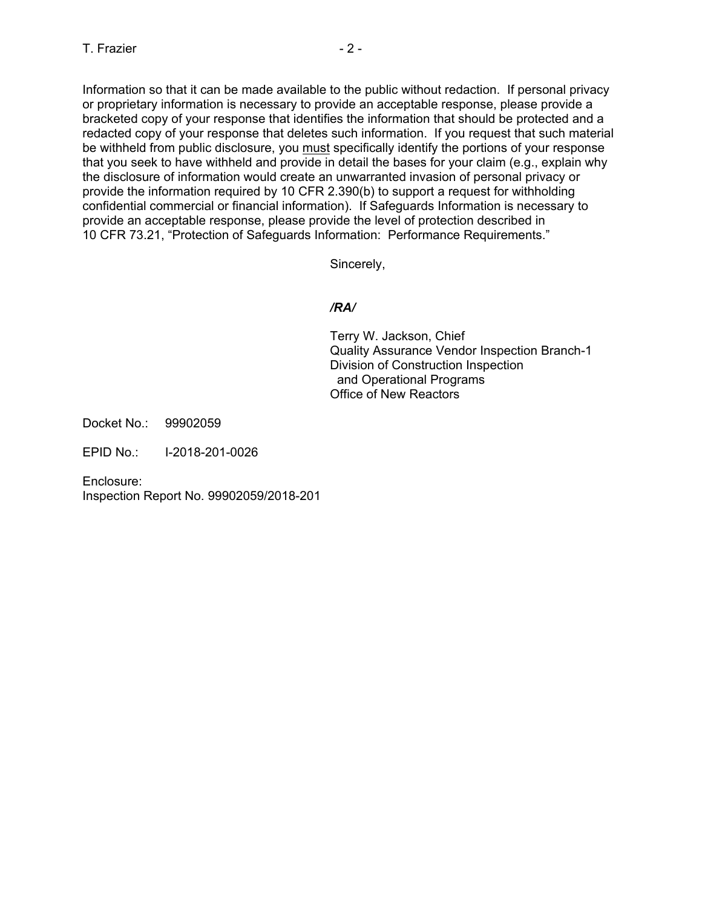Information so that it can be made available to the public without redaction. If personal privacy or proprietary information is necessary to provide an acceptable response, please provide a bracketed copy of your response that identifies the information that should be protected and a redacted copy of your response that deletes such information. If you request that such material be withheld from public disclosure, you must specifically identify the portions of your response that you seek to have withheld and provide in detail the bases for your claim (e.g., explain why the disclosure of information would create an unwarranted invasion of personal privacy or provide the information required by 10 CFR 2.390(b) to support a request for withholding confidential commercial or financial information). If Safeguards Information is necessary to provide an acceptable response, please provide the level of protection described in 10 CFR 73.21, "Protection of Safeguards Information: Performance Requirements."

Sincerely,

*/RA/*

Terry W. Jackson, Chief
Quality Assurance Vendor Inspection Branch-1
Division of Construction Inspection
and Operational Programs
Office of New Reactors

Docket No.: 99902059

EPID No.: I-2018-201-0026

Enclosure:
Inspection Report No. 99902059/2018-201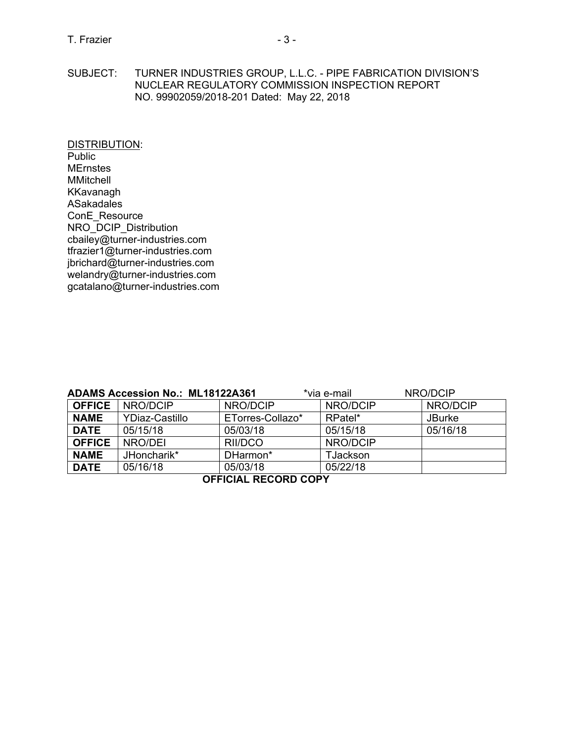SUBJECT: TURNER INDUSTRIES GROUP, L.L.C. - PIPE FABRICATION DIVISION'S NUCLEAR REGULATORY COMMISSION INSPECTION REPORT NO. 99902059/2018-201 Dated: May 22, 2018

<u>DISTRIBUTION</u>:
Public
MErnstes
MMitchell
KKavanagh
ASakadales
ConE_Resource
NRO_DCIP_Distribution
cbailey@turner-industries.com
tfrazier1@turner-industries.com
jbrichard@turner-industries.com
welandry@turner-industries.com
gcatalano@turner-industries.com

**ADAMS Accession No.: ML18122A361** *via e-mail NRO/DCIP

| **OFFICE** | NRO/DCIP | NRO/DCIP | NRO/DCIP | NRO/DCIP |
|---|---|---|---|---|
| **NAME** | YDiaz-Castillo | ETorres-Collazo* | RPatel* | JBurke |
| **DATE** | 05/15/18 | 05/03/18 | 05/15/18 | 05/16/18 |
| **OFFICE** | NRO/DEI | RII/DCO | NRO/DCIP | |
| **NAME** | JHoncharik* | DHarmon* | TJackson | |
| **DATE** | 05/16/18 | 05/03/18 | 05/22/18 | |

**OFFICIAL RECORD COPY**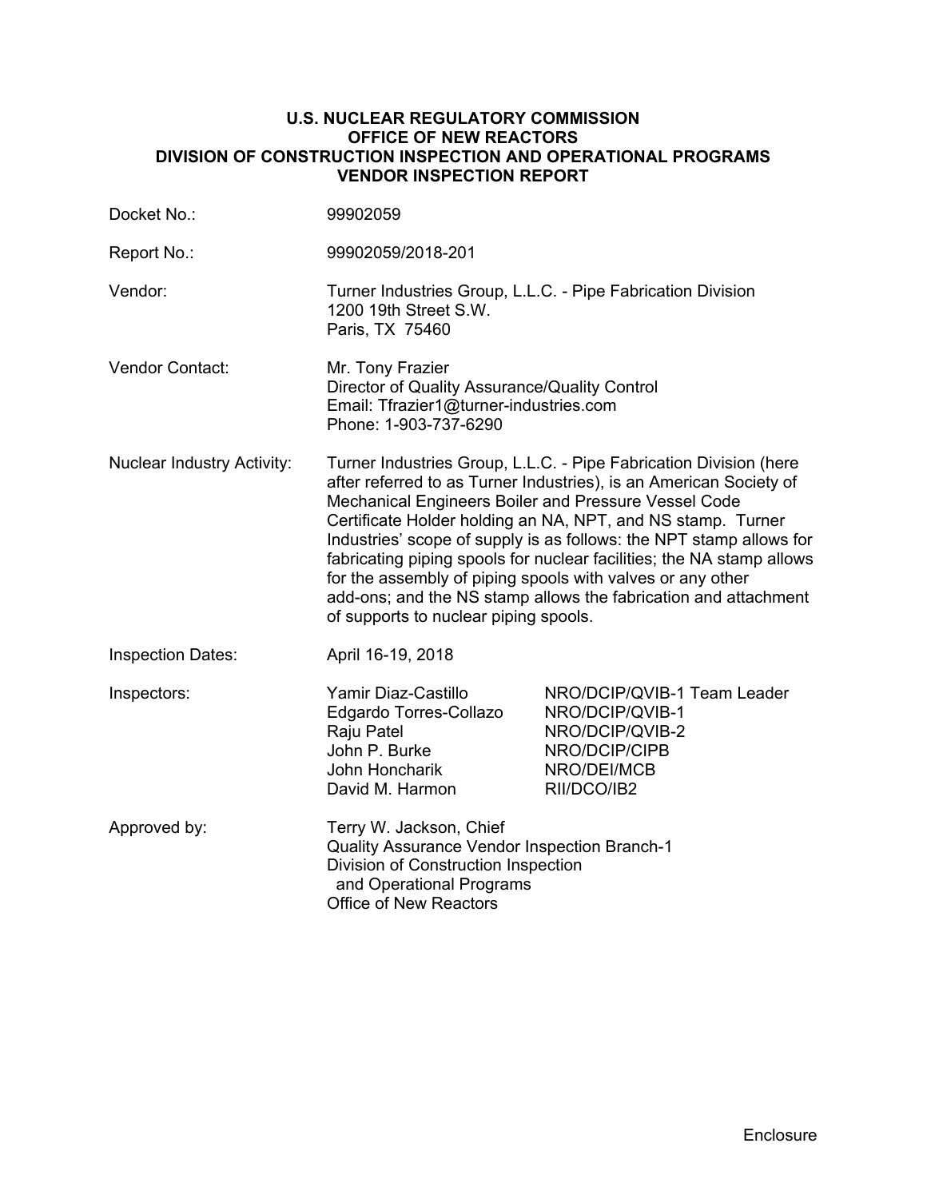**U.S. NUCLEAR REGULATORY COMMISSION**
**OFFICE OF NEW REACTORS**
**DIVISION OF CONSTRUCTION INSPECTION AND OPERATIONAL PROGRAMS**
**VENDOR INSPECTION REPORT**

| | |
|---|---|
| Docket No.: | 99902059 |
| Report No.: | 99902059/2018-201 |
| Vendor: | Turner Industries Group, L.L.C. - Pipe Fabrication Division<br>1200 19th Street S.W.<br>Paris, TX 75460 |
| Vendor Contact: | Mr. Tony Frazier<br>Director of Quality Assurance/Quality Control<br>Email: Tfrazier1@turner-industries.com<br>Phone: 1-903-737-6290 |
| Nuclear Industry Activity: | Turner Industries Group, L.L.C. - Pipe Fabrication Division (here after referred to as Turner Industries), is an American Society of Mechanical Engineers Boiler and Pressure Vessel Code Certificate Holder holding an NA, NPT, and NS stamp. Turner Industries' scope of supply is as follows: the NPT stamp allows for fabricating piping spools for nuclear facilities; the NA stamp allows for the assembly of piping spools with valves or any other add-ons; and the NS stamp allows the fabrication and attachment of supports to nuclear piping spools. |
| Inspection Dates: | April 16-19, 2018 |

| Inspectors: | | |
|---|---|---|
| | Yamir Diaz-Castillo | NRO/DCIP/QVIB-1 Team Leader |
| | Edgardo Torres-Collazo | NRO/DCIP/QVIB-1 |
| | Raju Patel | NRO/DCIP/QVIB-2 |
| | John P. Burke | NRO/DCIP/CIPB |
| | John Honcharik | NRO/DEI/MCB |
| | David M. Harmon | RII/DCO/IB2 |

| | |
|---|---|
| Approved by: | Terry W. Jackson, Chief<br>Quality Assurance Vendor Inspection Branch-1<br>Division of Construction Inspection and Operational Programs<br>Office of New Reactors |

Enclosure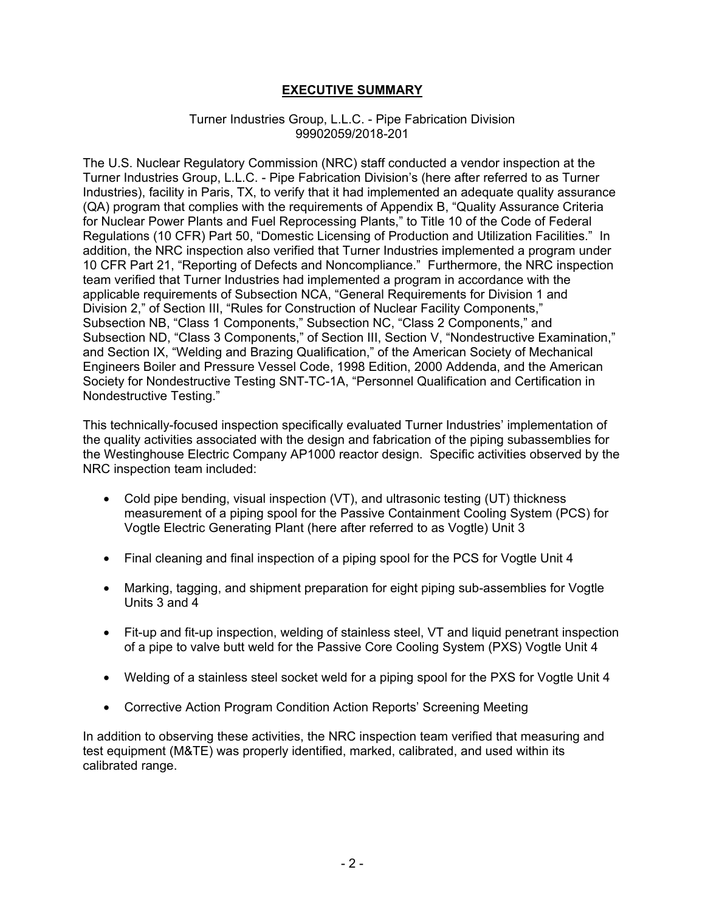# **EXECUTIVE SUMMARY**

Turner Industries Group, L.L.C. - Pipe Fabrication Division
99902059/2018-201

The U.S. Nuclear Regulatory Commission (NRC) staff conducted a vendor inspection at the Turner Industries Group, L.L.C. - Pipe Fabrication Division's (here after referred to as Turner Industries), facility in Paris, TX, to verify that it had implemented an adequate quality assurance (QA) program that complies with the requirements of Appendix B, "Quality Assurance Criteria for Nuclear Power Plants and Fuel Reprocessing Plants," to Title 10 of the Code of Federal Regulations (10 CFR) Part 50, "Domestic Licensing of Production and Utilization Facilities." In addition, the NRC inspection also verified that Turner Industries implemented a program under 10 CFR Part 21, "Reporting of Defects and Noncompliance." Furthermore, the NRC inspection team verified that Turner Industries had implemented a program in accordance with the applicable requirements of Subsection NCA, "General Requirements for Division 1 and Division 2," of Section III, "Rules for Construction of Nuclear Facility Components," Subsection NB, "Class 1 Components," Subsection NC, "Class 2 Components," and Subsection ND, "Class 3 Components," of Section III, Section V, "Nondestructive Examination," and Section IX, "Welding and Brazing Qualification," of the American Society of Mechanical Engineers Boiler and Pressure Vessel Code, 1998 Edition, 2000 Addenda, and the American Society for Nondestructive Testing SNT-TC-1A, "Personnel Qualification and Certification in Nondestructive Testing."

This technically-focused inspection specifically evaluated Turner Industries' implementation of the quality activities associated with the design and fabrication of the piping subassemblies for the Westinghouse Electric Company AP1000 reactor design. Specific activities observed by the NRC inspection team included:

- Cold pipe bending, visual inspection (VT), and ultrasonic testing (UT) thickness measurement of a piping spool for the Passive Containment Cooling System (PCS) for Vogtle Electric Generating Plant (here after referred to as Vogtle) Unit 3
- Final cleaning and final inspection of a piping spool for the PCS for Vogtle Unit 4
- Marking, tagging, and shipment preparation for eight piping sub-assemblies for Vogtle Units 3 and 4
- Fit-up and fit-up inspection, welding of stainless steel, VT and liquid penetrant inspection of a pipe to valve butt weld for the Passive Core Cooling System (PXS) Vogtle Unit 4
- Welding of a stainless steel socket weld for a piping spool for the PXS for Vogtle Unit 4
- Corrective Action Program Condition Action Reports' Screening Meeting

In addition to observing these activities, the NRC inspection team verified that measuring and test equipment (M&TE) was properly identified, marked, calibrated, and used within its calibrated range.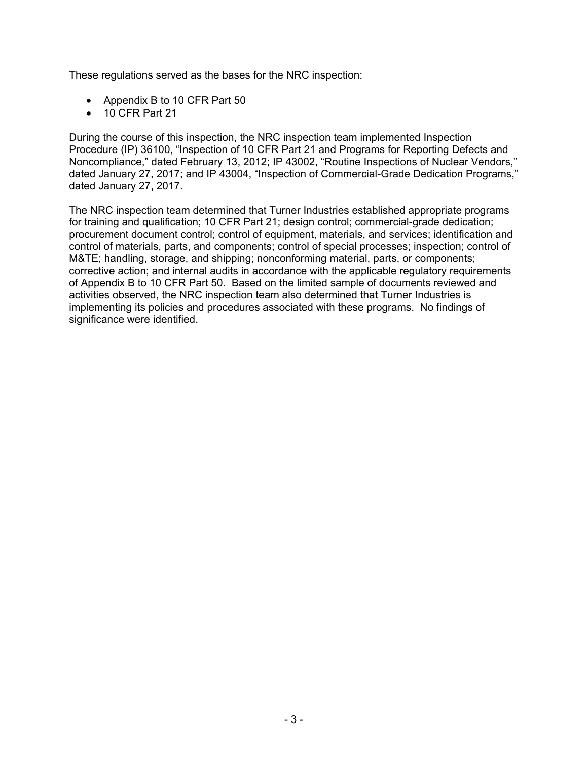These regulations served as the bases for the NRC inspection:

- Appendix B to 10 CFR Part 50
- 10 CFR Part 21

During the course of this inspection, the NRC inspection team implemented Inspection Procedure (IP) 36100, "Inspection of 10 CFR Part 21 and Programs for Reporting Defects and Noncompliance," dated February 13, 2012; IP 43002, "Routine Inspections of Nuclear Vendors," dated January 27, 2017; and IP 43004, "Inspection of Commercial-Grade Dedication Programs," dated January 27, 2017.

The NRC inspection team determined that Turner Industries established appropriate programs for training and qualification; 10 CFR Part 21; design control; commercial-grade dedication; procurement document control; control of equipment, materials, and services; identification and control of materials, parts, and components; control of special processes; inspection; control of M&TE; handling, storage, and shipping; nonconforming material, parts, or components; corrective action; and internal audits in accordance with the applicable regulatory requirements of Appendix B to 10 CFR Part 50. Based on the limited sample of documents reviewed and activities observed, the NRC inspection team also determined that Turner Industries is implementing its policies and procedures associated with these programs. No findings of significance were identified.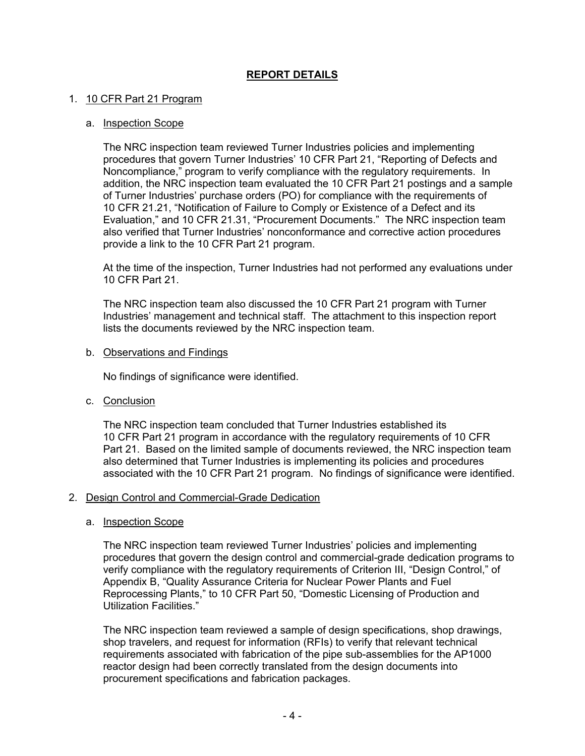# REPORT DETAILS

1. 10 CFR Part 21 Program

   a. Inspection Scope

      The NRC inspection team reviewed Turner Industries policies and implementing procedures that govern Turner Industries' 10 CFR Part 21, "Reporting of Defects and Noncompliance," program to verify compliance with the regulatory requirements. In addition, the NRC inspection team evaluated the 10 CFR Part 21 postings and a sample of Turner Industries' purchase orders (PO) for compliance with the requirements of 10 CFR 21.21, "Notification of Failure to Comply or Existence of a Defect and its Evaluation," and 10 CFR 21.31, "Procurement Documents." The NRC inspection team also verified that Turner Industries' nonconformance and corrective action procedures provide a link to the 10 CFR Part 21 program.

      At the time of the inspection, Turner Industries had not performed any evaluations under 10 CFR Part 21.

      The NRC inspection team also discussed the 10 CFR Part 21 program with Turner Industries' management and technical staff. The attachment to this inspection report lists the documents reviewed by the NRC inspection team.

   b. Observations and Findings

      No findings of significance were identified.

   c. Conclusion

      The NRC inspection team concluded that Turner Industries established its 10 CFR Part 21 program in accordance with the regulatory requirements of 10 CFR Part 21. Based on the limited sample of documents reviewed, the NRC inspection team also determined that Turner Industries is implementing its policies and procedures associated with the 10 CFR Part 21 program. No findings of significance were identified.

2. Design Control and Commercial-Grade Dedication

   a. Inspection Scope

      The NRC inspection team reviewed Turner Industries' policies and implementing procedures that govern the design control and commercial-grade dedication programs to verify compliance with the regulatory requirements of Criterion III, "Design Control," of Appendix B, "Quality Assurance Criteria for Nuclear Power Plants and Fuel Reprocessing Plants," to 10 CFR Part 50, "Domestic Licensing of Production and Utilization Facilities."

      The NRC inspection team reviewed a sample of design specifications, shop drawings, shop travelers, and request for information (RFIs) to verify that relevant technical requirements associated with fabrication of the pipe sub-assemblies for the AP1000 reactor design had been correctly translated from the design documents into procurement specifications and fabrication packages.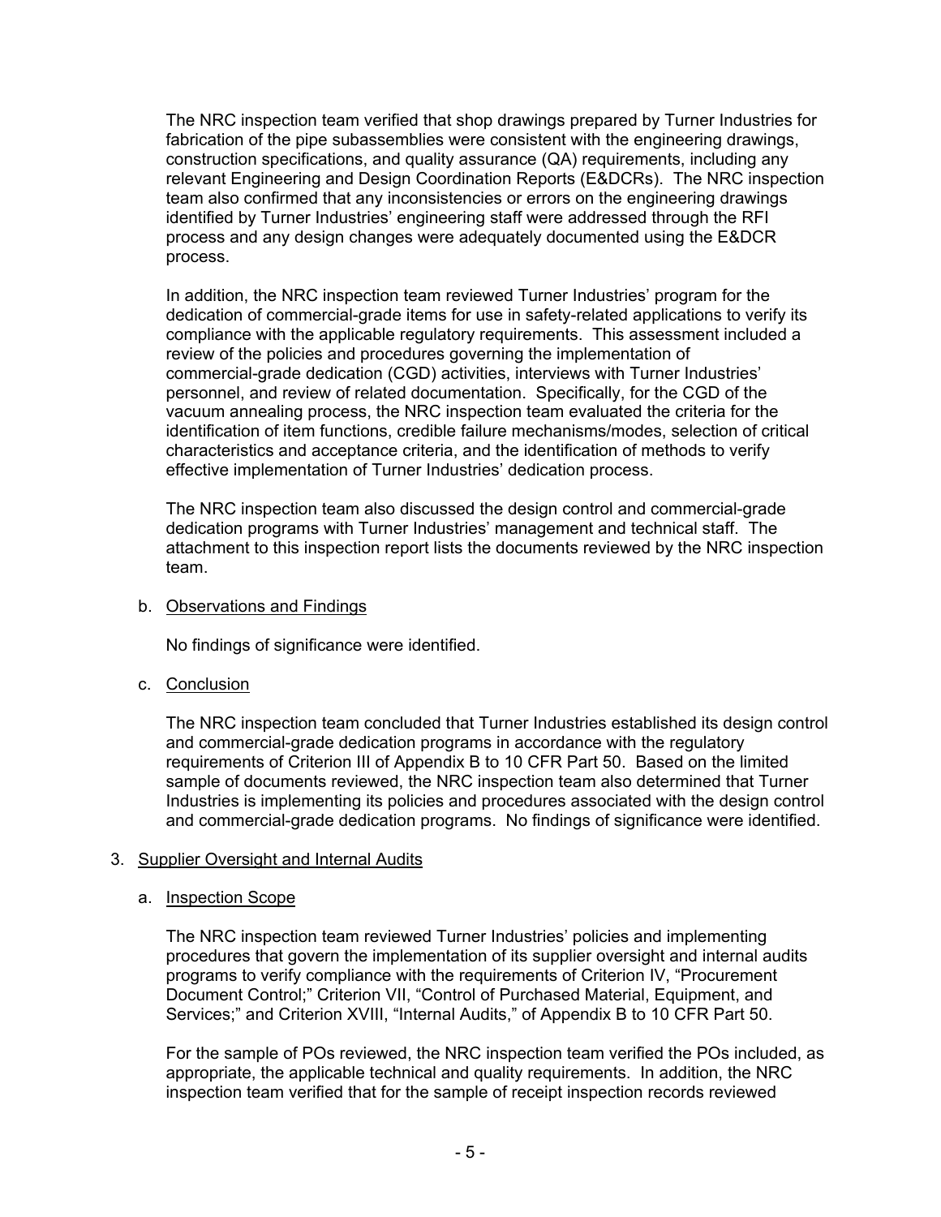The NRC inspection team verified that shop drawings prepared by Turner Industries for fabrication of the pipe subassemblies were consistent with the engineering drawings, construction specifications, and quality assurance (QA) requirements, including any relevant Engineering and Design Coordination Reports (E&DCRs). The NRC inspection team also confirmed that any inconsistencies or errors on the engineering drawings identified by Turner Industries' engineering staff were addressed through the RFI process and any design changes were adequately documented using the E&DCR process.

In addition, the NRC inspection team reviewed Turner Industries' program for the dedication of commercial-grade items for use in safety-related applications to verify its compliance with the applicable regulatory requirements. This assessment included a review of the policies and procedures governing the implementation of commercial-grade dedication (CGD) activities, interviews with Turner Industries' personnel, and review of related documentation. Specifically, for the CGD of the vacuum annealing process, the NRC inspection team evaluated the criteria for the identification of item functions, credible failure mechanisms/modes, selection of critical characteristics and acceptance criteria, and the identification of methods to verify effective implementation of Turner Industries' dedication process.

The NRC inspection team also discussed the design control and commercial-grade dedication programs with Turner Industries' management and technical staff. The attachment to this inspection report lists the documents reviewed by the NRC inspection team.

b. Observations and Findings

No findings of significance were identified.

c. Conclusion

The NRC inspection team concluded that Turner Industries established its design control and commercial-grade dedication programs in accordance with the regulatory requirements of Criterion III of Appendix B to 10 CFR Part 50. Based on the limited sample of documents reviewed, the NRC inspection team also determined that Turner Industries is implementing its policies and procedures associated with the design control and commercial-grade dedication programs. No findings of significance were identified.

3. Supplier Oversight and Internal Audits

a. Inspection Scope

The NRC inspection team reviewed Turner Industries' policies and implementing procedures that govern the implementation of its supplier oversight and internal audits programs to verify compliance with the requirements of Criterion IV, "Procurement Document Control;" Criterion VII, "Control of Purchased Material, Equipment, and Services;" and Criterion XVIII, "Internal Audits," of Appendix B to 10 CFR Part 50.

For the sample of POs reviewed, the NRC inspection team verified the POs included, as appropriate, the applicable technical and quality requirements. In addition, the NRC inspection team verified that for the sample of receipt inspection records reviewed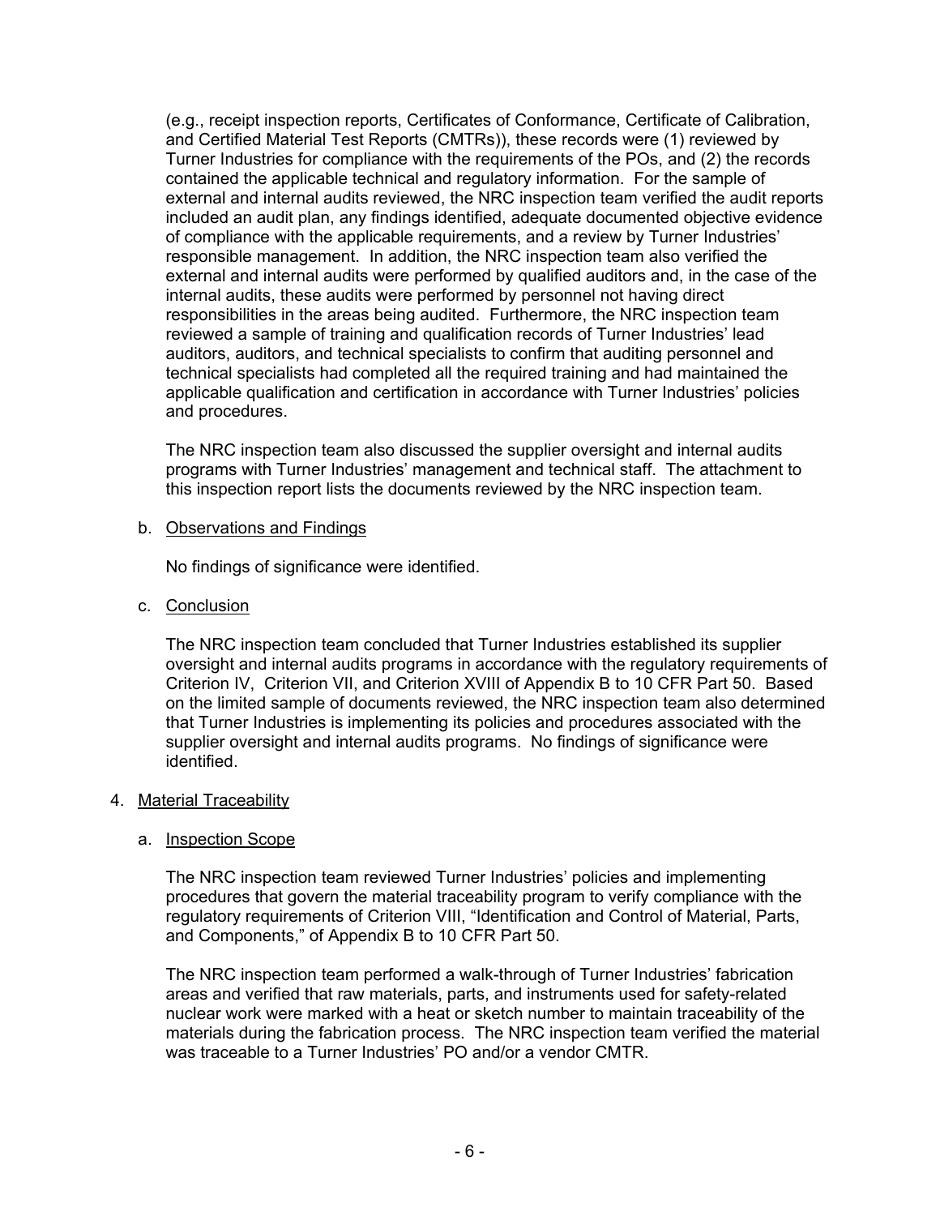(e.g., receipt inspection reports, Certificates of Conformance, Certificate of Calibration, and Certified Material Test Reports (CMTRs)), these records were (1) reviewed by Turner Industries for compliance with the requirements of the POs, and (2) the records contained the applicable technical and regulatory information. For the sample of external and internal audits reviewed, the NRC inspection team verified the audit reports included an audit plan, any findings identified, adequate documented objective evidence of compliance with the applicable requirements, and a review by Turner Industries' responsible management. In addition, the NRC inspection team also verified the external and internal audits were performed by qualified auditors and, in the case of the internal audits, these audits were performed by personnel not having direct responsibilities in the areas being audited. Furthermore, the NRC inspection team reviewed a sample of training and qualification records of Turner Industries' lead auditors, auditors, and technical specialists to confirm that auditing personnel and technical specialists had completed all the required training and had maintained the applicable qualification and certification in accordance with Turner Industries' policies and procedures.

The NRC inspection team also discussed the supplier oversight and internal audits programs with Turner Industries' management and technical staff. The attachment to this inspection report lists the documents reviewed by the NRC inspection team.

b. Observations and Findings

No findings of significance were identified.

c. Conclusion

The NRC inspection team concluded that Turner Industries established its supplier oversight and internal audits programs in accordance with the regulatory requirements of Criterion IV, Criterion VII, and Criterion XVIII of Appendix B to 10 CFR Part 50. Based on the limited sample of documents reviewed, the NRC inspection team also determined that Turner Industries is implementing its policies and procedures associated with the supplier oversight and internal audits programs. No findings of significance were identified.

4. Material Traceability

a. Inspection Scope

The NRC inspection team reviewed Turner Industries' policies and implementing procedures that govern the material traceability program to verify compliance with the regulatory requirements of Criterion VIII, "Identification and Control of Material, Parts, and Components," of Appendix B to 10 CFR Part 50.

The NRC inspection team performed a walk-through of Turner Industries' fabrication areas and verified that raw materials, parts, and instruments used for safety-related nuclear work were marked with a heat or sketch number to maintain traceability of the materials during the fabrication process. The NRC inspection team verified the material was traceable to a Turner Industries' PO and/or a vendor CMTR.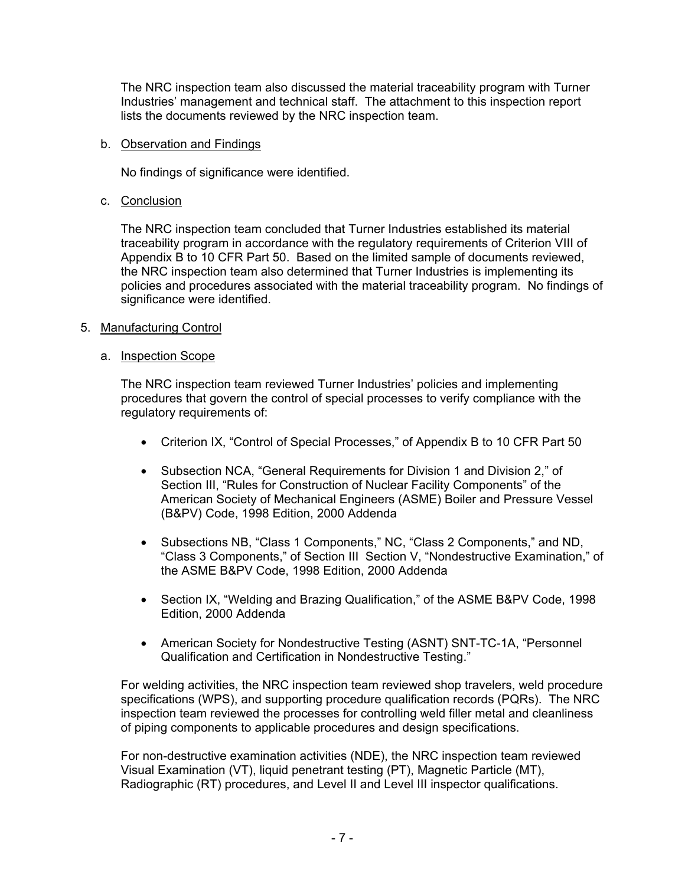The NRC inspection team also discussed the material traceability program with Turner Industries' management and technical staff. The attachment to this inspection report lists the documents reviewed by the NRC inspection team.

b. Observation and Findings

No findings of significance were identified.

c. Conclusion

The NRC inspection team concluded that Turner Industries established its material traceability program in accordance with the regulatory requirements of Criterion VIII of Appendix B to 10 CFR Part 50. Based on the limited sample of documents reviewed, the NRC inspection team also determined that Turner Industries is implementing its policies and procedures associated with the material traceability program. No findings of significance were identified.

5. Manufacturing Control

a. Inspection Scope

The NRC inspection team reviewed Turner Industries' policies and implementing procedures that govern the control of special processes to verify compliance with the regulatory requirements of:

- Criterion IX, "Control of Special Processes," of Appendix B to 10 CFR Part 50
- Subsection NCA, "General Requirements for Division 1 and Division 2," of Section III, "Rules for Construction of Nuclear Facility Components" of the American Society of Mechanical Engineers (ASME) Boiler and Pressure Vessel (B&PV) Code, 1998 Edition, 2000 Addenda
- Subsections NB, "Class 1 Components," NC, "Class 2 Components," and ND, "Class 3 Components," of Section III Section V, "Nondestructive Examination," of the ASME B&PV Code, 1998 Edition, 2000 Addenda
- Section IX, "Welding and Brazing Qualification," of the ASME B&PV Code, 1998 Edition, 2000 Addenda
- American Society for Nondestructive Testing (ASNT) SNT-TC-1A, "Personnel Qualification and Certification in Nondestructive Testing."

For welding activities, the NRC inspection team reviewed shop travelers, weld procedure specifications (WPS), and supporting procedure qualification records (PQRs). The NRC inspection team reviewed the processes for controlling weld filler metal and cleanliness of piping components to applicable procedures and design specifications.

For non-destructive examination activities (NDE), the NRC inspection team reviewed Visual Examination (VT), liquid penetrant testing (PT), Magnetic Particle (MT), Radiographic (RT) procedures, and Level II and Level III inspector qualifications.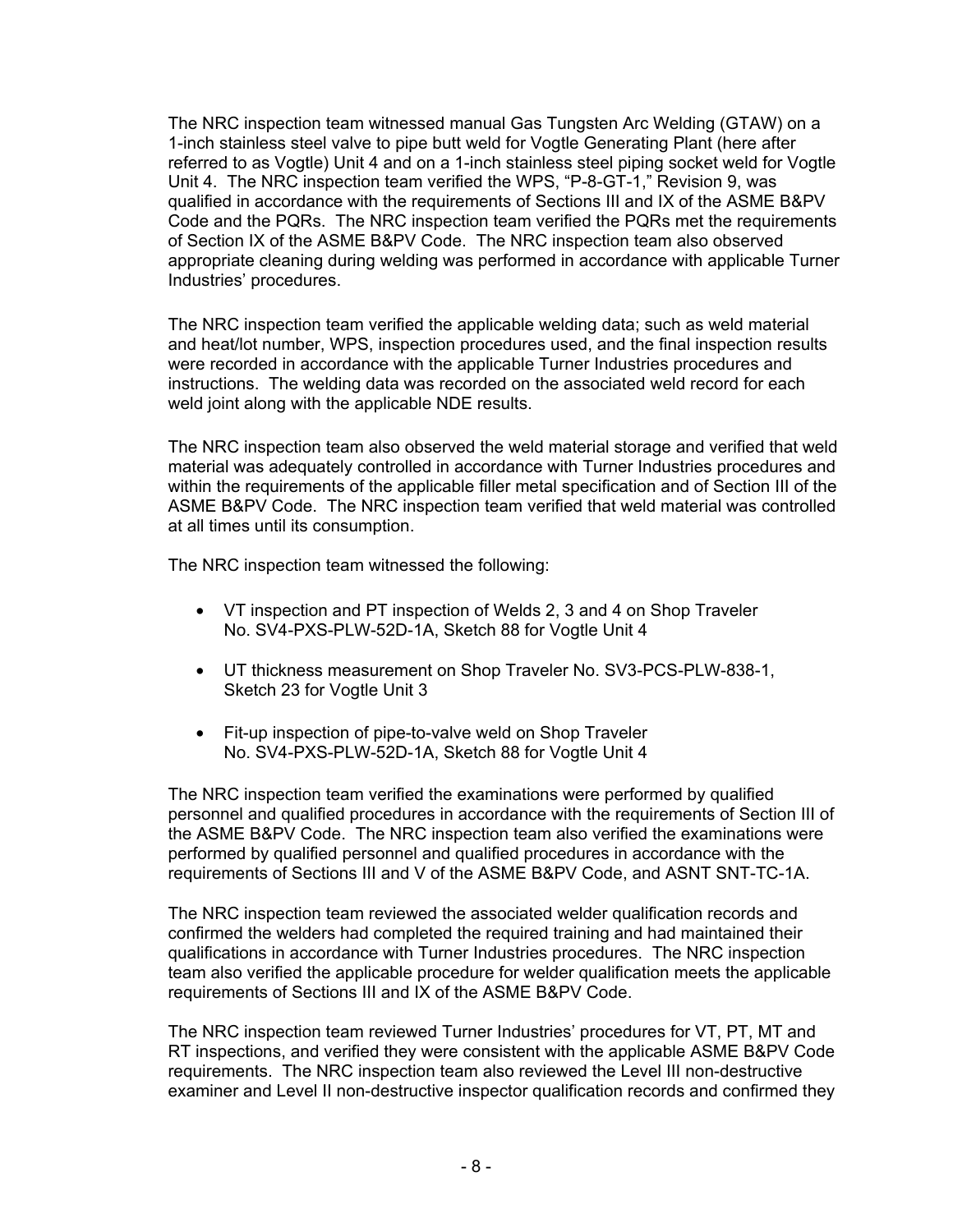The NRC inspection team witnessed manual Gas Tungsten Arc Welding (GTAW) on a 1-inch stainless steel valve to pipe butt weld for Vogtle Generating Plant (here after referred to as Vogtle) Unit 4 and on a 1-inch stainless steel piping socket weld for Vogtle Unit 4. The NRC inspection team verified the WPS, "P-8-GT-1," Revision 9, was qualified in accordance with the requirements of Sections III and IX of the ASME B&PV Code and the PQRs. The NRC inspection team verified the PQRs met the requirements of Section IX of the ASME B&PV Code. The NRC inspection team also observed appropriate cleaning during welding was performed in accordance with applicable Turner Industries' procedures.

The NRC inspection team verified the applicable welding data; such as weld material and heat/lot number, WPS, inspection procedures used, and the final inspection results were recorded in accordance with the applicable Turner Industries procedures and instructions. The welding data was recorded on the associated weld record for each weld joint along with the applicable NDE results.

The NRC inspection team also observed the weld material storage and verified that weld material was adequately controlled in accordance with Turner Industries procedures and within the requirements of the applicable filler metal specification and of Section III of the ASME B&PV Code. The NRC inspection team verified that weld material was controlled at all times until its consumption.

The NRC inspection team witnessed the following:

- VT inspection and PT inspection of Welds 2, 3 and 4 on Shop Traveler No. SV4-PXS-PLW-52D-1A, Sketch 88 for Vogtle Unit 4
- UT thickness measurement on Shop Traveler No. SV3-PCS-PLW-838-1, Sketch 23 for Vogtle Unit 3
- Fit-up inspection of pipe-to-valve weld on Shop Traveler No. SV4-PXS-PLW-52D-1A, Sketch 88 for Vogtle Unit 4

The NRC inspection team verified the examinations were performed by qualified personnel and qualified procedures in accordance with the requirements of Section III of the ASME B&PV Code. The NRC inspection team also verified the examinations were performed by qualified personnel and qualified procedures in accordance with the requirements of Sections III and V of the ASME B&PV Code, and ASNT SNT-TC-1A.

The NRC inspection team reviewed the associated welder qualification records and confirmed the welders had completed the required training and had maintained their qualifications in accordance with Turner Industries procedures. The NRC inspection team also verified the applicable procedure for welder qualification meets the applicable requirements of Sections III and IX of the ASME B&PV Code.

The NRC inspection team reviewed Turner Industries' procedures for VT, PT, MT and RT inspections, and verified they were consistent with the applicable ASME B&PV Code requirements. The NRC inspection team also reviewed the Level III non-destructive examiner and Level II non-destructive inspector qualification records and confirmed they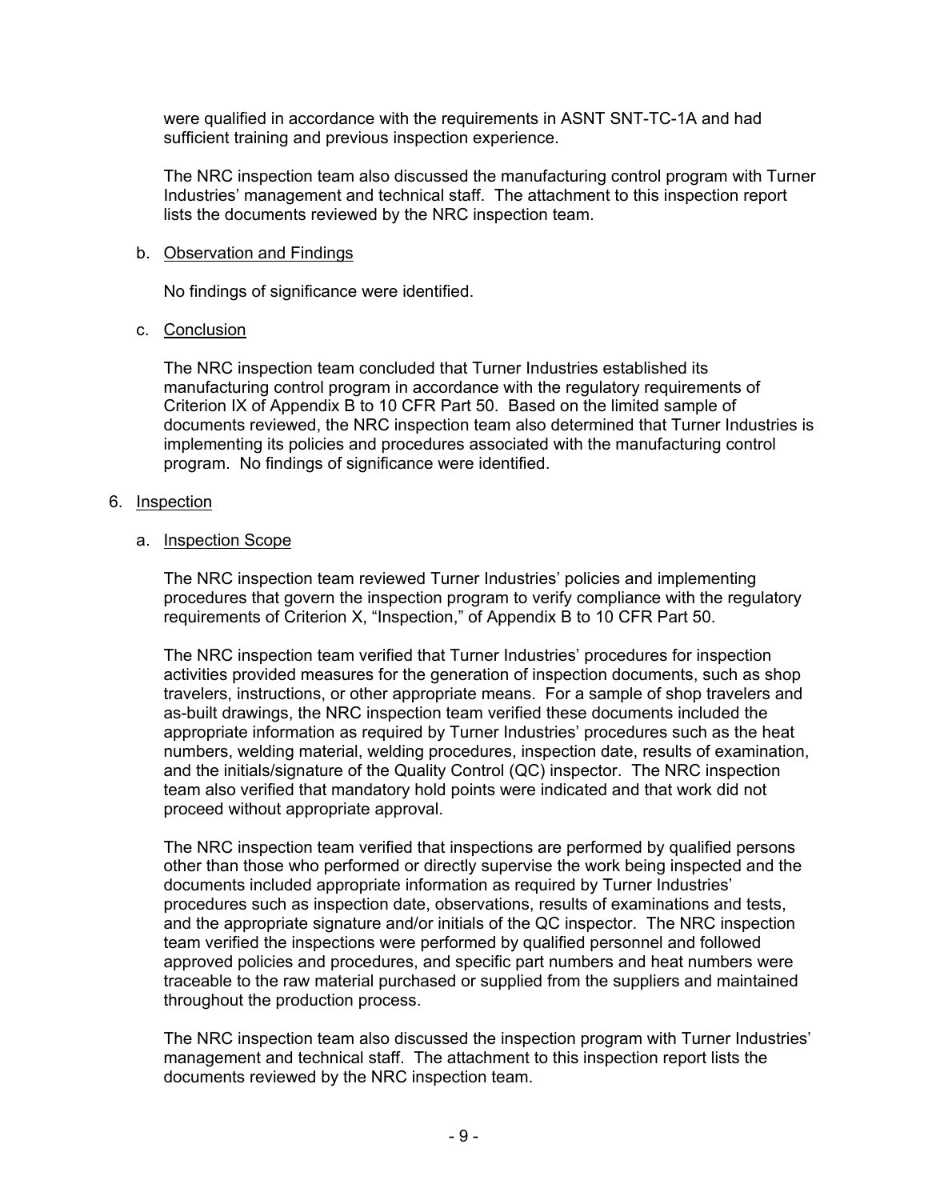were qualified in accordance with the requirements in ASNT SNT-TC-1A and had sufficient training and previous inspection experience.

The NRC inspection team also discussed the manufacturing control program with Turner Industries' management and technical staff. The attachment to this inspection report lists the documents reviewed by the NRC inspection team.

b. Observation and Findings

No findings of significance were identified.

c. Conclusion

The NRC inspection team concluded that Turner Industries established its manufacturing control program in accordance with the regulatory requirements of Criterion IX of Appendix B to 10 CFR Part 50. Based on the limited sample of documents reviewed, the NRC inspection team also determined that Turner Industries is implementing its policies and procedures associated with the manufacturing control program. No findings of significance were identified.

6. Inspection

a. Inspection Scope

The NRC inspection team reviewed Turner Industries' policies and implementing procedures that govern the inspection program to verify compliance with the regulatory requirements of Criterion X, "Inspection," of Appendix B to 10 CFR Part 50.

The NRC inspection team verified that Turner Industries' procedures for inspection activities provided measures for the generation of inspection documents, such as shop travelers, instructions, or other appropriate means. For a sample of shop travelers and as-built drawings, the NRC inspection team verified these documents included the appropriate information as required by Turner Industries' procedures such as the heat numbers, welding material, welding procedures, inspection date, results of examination, and the initials/signature of the Quality Control (QC) inspector. The NRC inspection team also verified that mandatory hold points were indicated and that work did not proceed without appropriate approval.

The NRC inspection team verified that inspections are performed by qualified persons other than those who performed or directly supervise the work being inspected and the documents included appropriate information as required by Turner Industries' procedures such as inspection date, observations, results of examinations and tests, and the appropriate signature and/or initials of the QC inspector. The NRC inspection team verified the inspections were performed by qualified personnel and followed approved policies and procedures, and specific part numbers and heat numbers were traceable to the raw material purchased or supplied from the suppliers and maintained throughout the production process.

The NRC inspection team also discussed the inspection program with Turner Industries' management and technical staff. The attachment to this inspection report lists the documents reviewed by the NRC inspection team.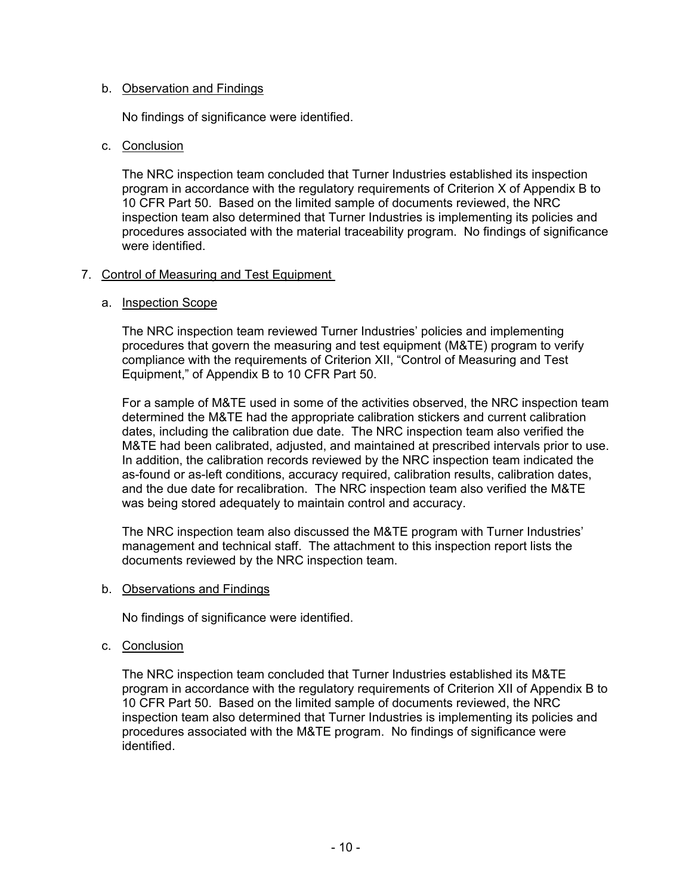b. Observation and Findings

No findings of significance were identified.

c. Conclusion

The NRC inspection team concluded that Turner Industries established its inspection program in accordance with the regulatory requirements of Criterion X of Appendix B to 10 CFR Part 50. Based on the limited sample of documents reviewed, the NRC inspection team also determined that Turner Industries is implementing its policies and procedures associated with the material traceability program. No findings of significance were identified.

## 7. Control of Measuring and Test Equipment

a. Inspection Scope

The NRC inspection team reviewed Turner Industries' policies and implementing procedures that govern the measuring and test equipment (M&TE) program to verify compliance with the requirements of Criterion XII, "Control of Measuring and Test Equipment," of Appendix B to 10 CFR Part 50.

For a sample of M&TE used in some of the activities observed, the NRC inspection team determined the M&TE had the appropriate calibration stickers and current calibration dates, including the calibration due date. The NRC inspection team also verified the M&TE had been calibrated, adjusted, and maintained at prescribed intervals prior to use. In addition, the calibration records reviewed by the NRC inspection team indicated the as-found or as-left conditions, accuracy required, calibration results, calibration dates, and the due date for recalibration. The NRC inspection team also verified the M&TE was being stored adequately to maintain control and accuracy.

The NRC inspection team also discussed the M&TE program with Turner Industries' management and technical staff. The attachment to this inspection report lists the documents reviewed by the NRC inspection team.

b. Observations and Findings

No findings of significance were identified.

c. Conclusion

The NRC inspection team concluded that Turner Industries established its M&TE program in accordance with the regulatory requirements of Criterion XII of Appendix B to 10 CFR Part 50. Based on the limited sample of documents reviewed, the NRC inspection team also determined that Turner Industries is implementing its policies and procedures associated with the M&TE program. No findings of significance were identified.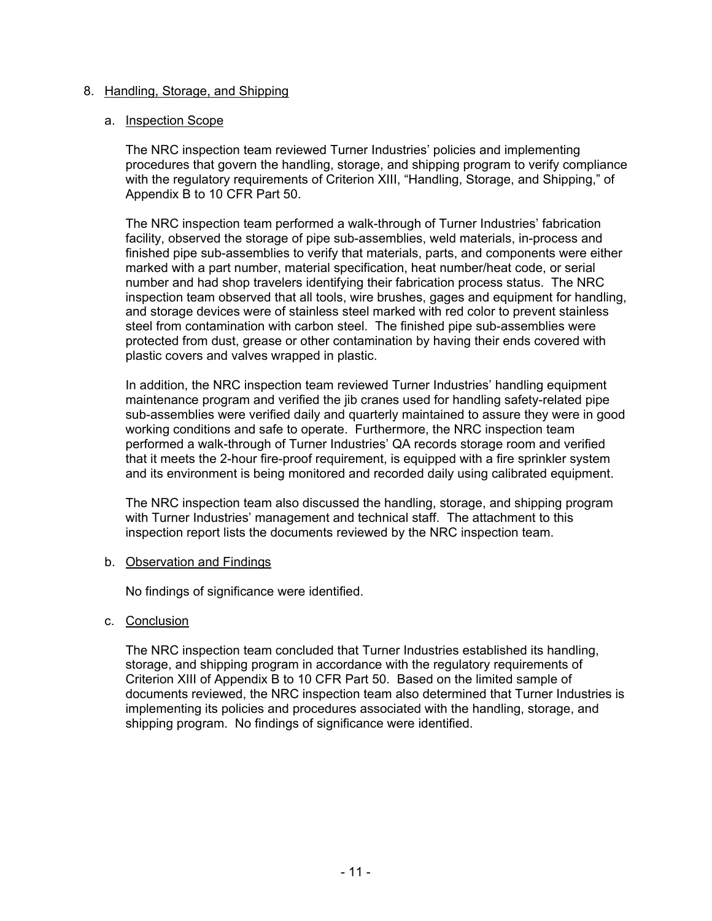8. Handling, Storage, and Shipping

a. Inspection Scope

The NRC inspection team reviewed Turner Industries' policies and implementing procedures that govern the handling, storage, and shipping program to verify compliance with the regulatory requirements of Criterion XIII, "Handling, Storage, and Shipping," of Appendix B to 10 CFR Part 50.

The NRC inspection team performed a walk-through of Turner Industries' fabrication facility, observed the storage of pipe sub-assemblies, weld materials, in-process and finished pipe sub-assemblies to verify that materials, parts, and components were either marked with a part number, material specification, heat number/heat code, or serial number and had shop travelers identifying their fabrication process status. The NRC inspection team observed that all tools, wire brushes, gages and equipment for handling, and storage devices were of stainless steel marked with red color to prevent stainless steel from contamination with carbon steel. The finished pipe sub-assemblies were protected from dust, grease or other contamination by having their ends covered with plastic covers and valves wrapped in plastic.

In addition, the NRC inspection team reviewed Turner Industries' handling equipment maintenance program and verified the jib cranes used for handling safety-related pipe sub-assemblies were verified daily and quarterly maintained to assure they were in good working conditions and safe to operate. Furthermore, the NRC inspection team performed a walk-through of Turner Industries' QA records storage room and verified that it meets the 2-hour fire-proof requirement, is equipped with a fire sprinkler system and its environment is being monitored and recorded daily using calibrated equipment.

The NRC inspection team also discussed the handling, storage, and shipping program with Turner Industries' management and technical staff. The attachment to this inspection report lists the documents reviewed by the NRC inspection team.

b. Observation and Findings

No findings of significance were identified.

c. Conclusion

The NRC inspection team concluded that Turner Industries established its handling, storage, and shipping program in accordance with the regulatory requirements of Criterion XIII of Appendix B to 10 CFR Part 50. Based on the limited sample of documents reviewed, the NRC inspection team also determined that Turner Industries is implementing its policies and procedures associated with the handling, storage, and shipping program. No findings of significance were identified.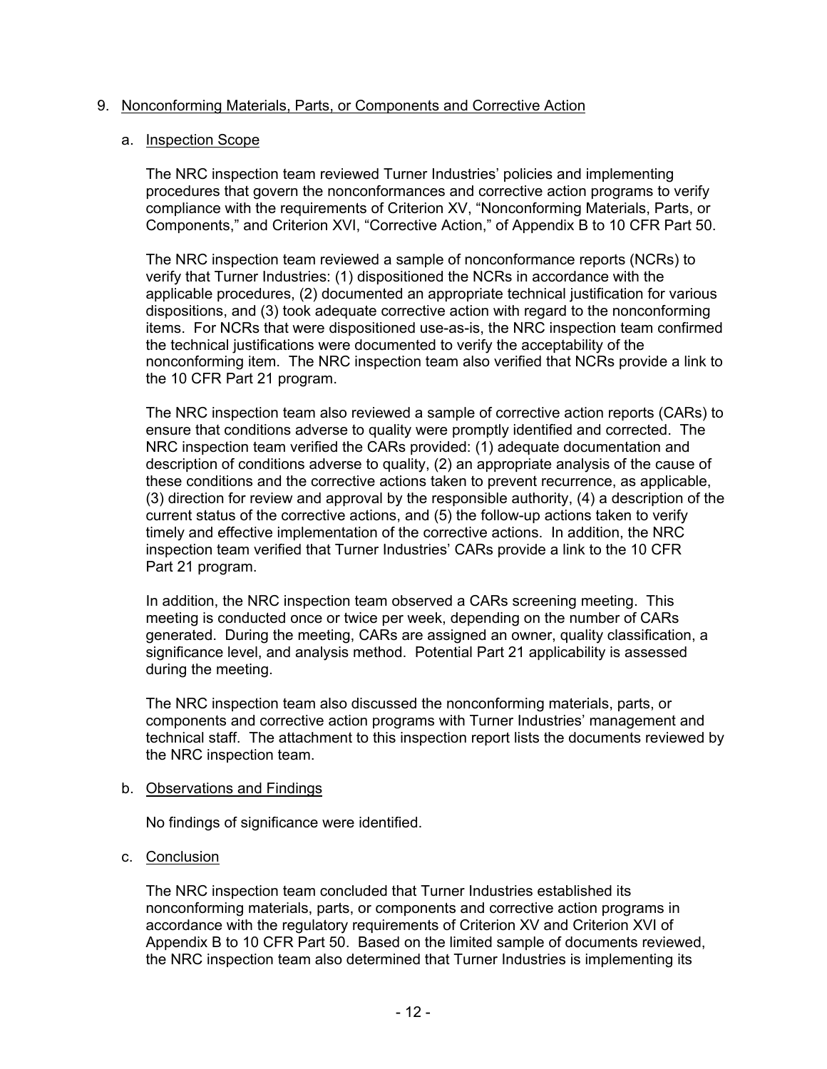## 9. Nonconforming Materials, Parts, or Components and Corrective Action

### a. Inspection Scope

The NRC inspection team reviewed Turner Industries' policies and implementing procedures that govern the nonconformances and corrective action programs to verify compliance with the requirements of Criterion XV, "Nonconforming Materials, Parts, or Components," and Criterion XVI, "Corrective Action," of Appendix B to 10 CFR Part 50.

The NRC inspection team reviewed a sample of nonconformance reports (NCRs) to verify that Turner Industries: (1) dispositioned the NCRs in accordance with the applicable procedures, (2) documented an appropriate technical justification for various dispositions, and (3) took adequate corrective action with regard to the nonconforming items. For NCRs that were dispositioned use-as-is, the NRC inspection team confirmed the technical justifications were documented to verify the acceptability of the nonconforming item. The NRC inspection team also verified that NCRs provide a link to the 10 CFR Part 21 program.

The NRC inspection team also reviewed a sample of corrective action reports (CARs) to ensure that conditions adverse to quality were promptly identified and corrected. The NRC inspection team verified the CARs provided: (1) adequate documentation and description of conditions adverse to quality, (2) an appropriate analysis of the cause of these conditions and the corrective actions taken to prevent recurrence, as applicable, (3) direction for review and approval by the responsible authority, (4) a description of the current status of the corrective actions, and (5) the follow-up actions taken to verify timely and effective implementation of the corrective actions. In addition, the NRC inspection team verified that Turner Industries' CARs provide a link to the 10 CFR Part 21 program.

In addition, the NRC inspection team observed a CARs screening meeting. This meeting is conducted once or twice per week, depending on the number of CARs generated. During the meeting, CARs are assigned an owner, quality classification, a significance level, and analysis method. Potential Part 21 applicability is assessed during the meeting.

The NRC inspection team also discussed the nonconforming materials, parts, or components and corrective action programs with Turner Industries' management and technical staff. The attachment to this inspection report lists the documents reviewed by the NRC inspection team.

### b. Observations and Findings

No findings of significance were identified.

### c. Conclusion

The NRC inspection team concluded that Turner Industries established its nonconforming materials, parts, or components and corrective action programs in accordance with the regulatory requirements of Criterion XV and Criterion XVI of Appendix B to 10 CFR Part 50. Based on the limited sample of documents reviewed, the NRC inspection team also determined that Turner Industries is implementing its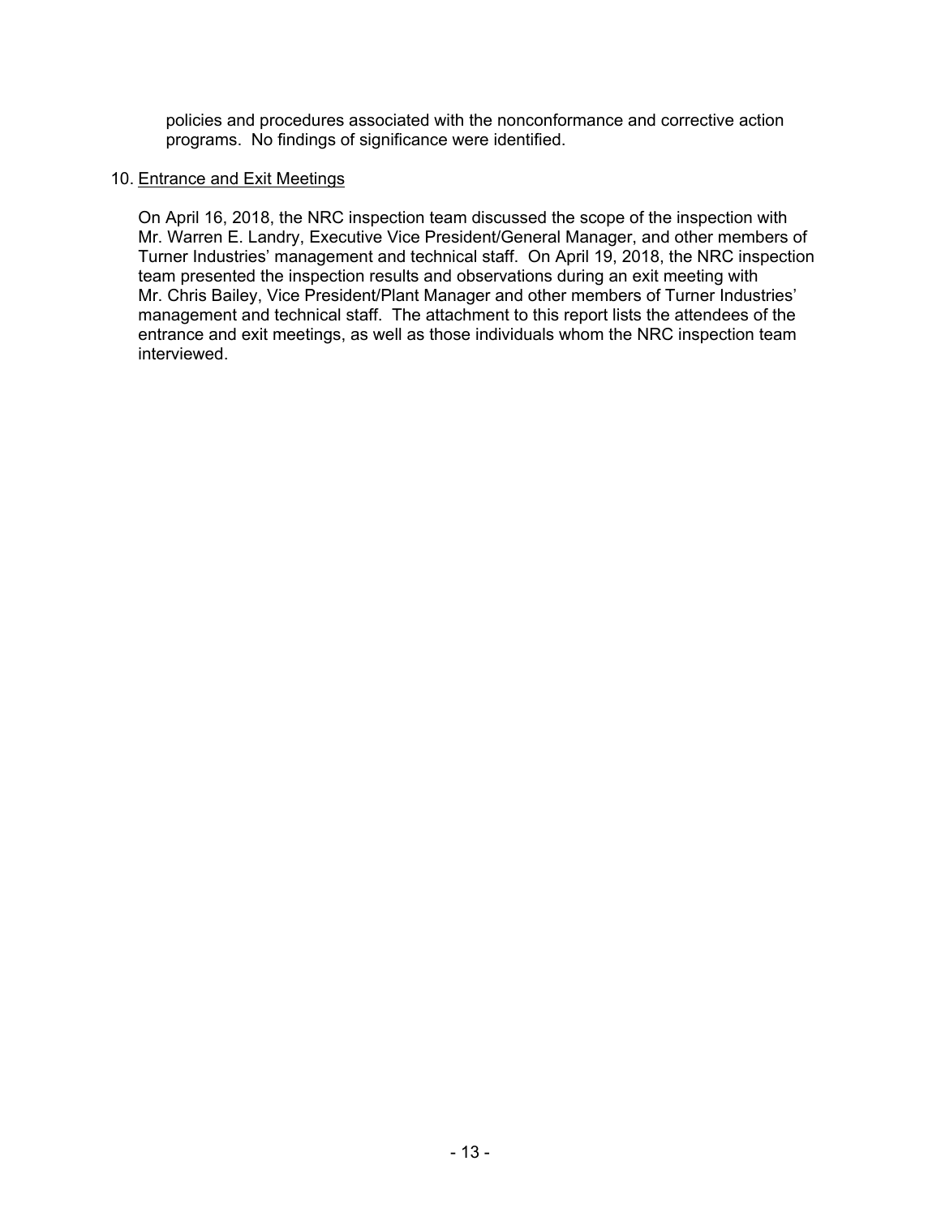policies and procedures associated with the nonconformance and corrective action programs. No findings of significance were identified.

10. Entrance and Exit Meetings

On April 16, 2018, the NRC inspection team discussed the scope of the inspection with Mr. Warren E. Landry, Executive Vice President/General Manager, and other members of Turner Industries' management and technical staff. On April 19, 2018, the NRC inspection team presented the inspection results and observations during an exit meeting with Mr. Chris Bailey, Vice President/Plant Manager and other members of Turner Industries' management and technical staff. The attachment to this report lists the attendees of the entrance and exit meetings, as well as those individuals whom the NRC inspection team interviewed.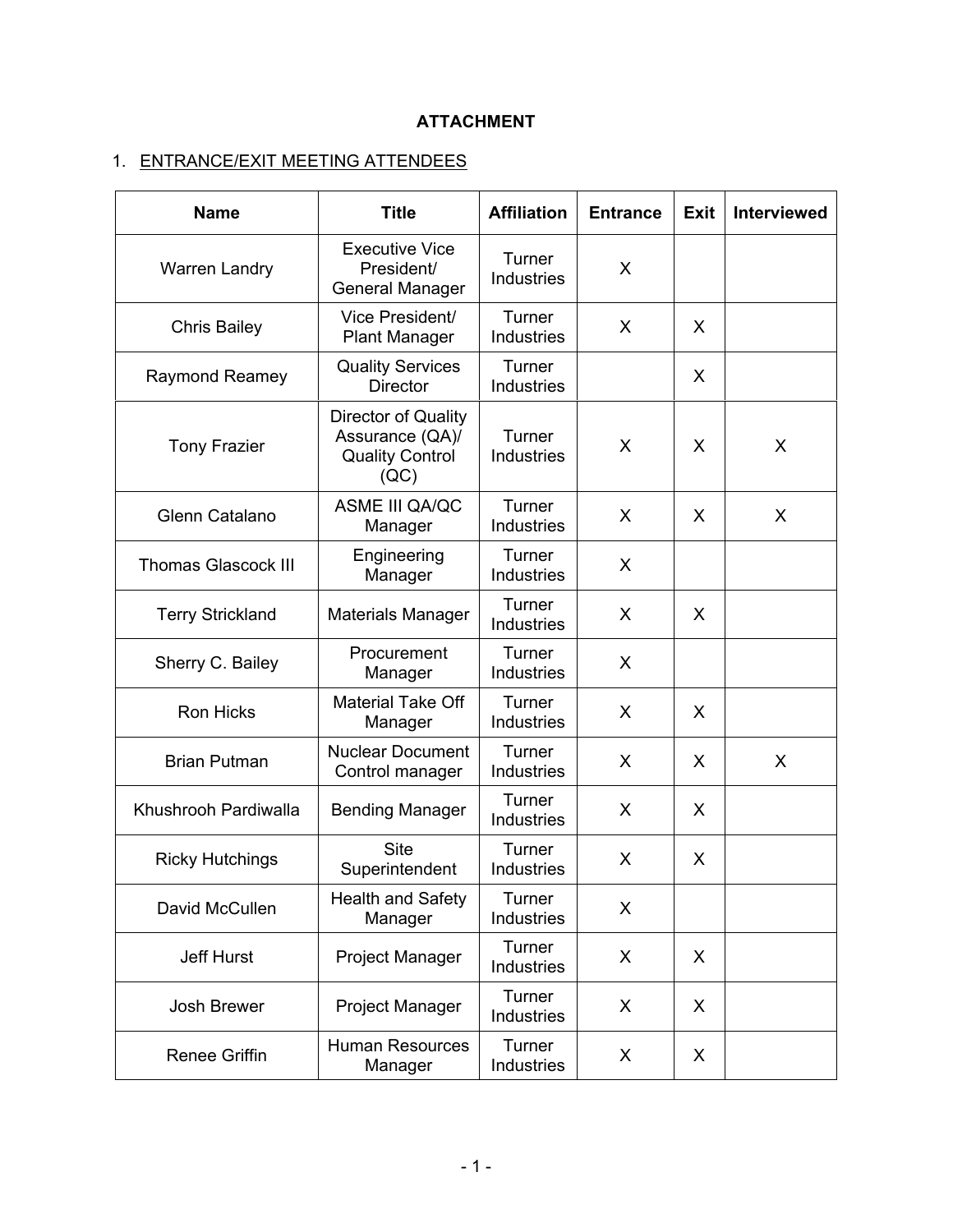**ATTACHMENT**

1. ENTRANCE/EXIT MEETING ATTENDEES

| Name | Title | Affiliation | Entrance | Exit | Interviewed |
|---|---|---|---|---|---|
| Warren Landry | Executive Vice President/ General Manager | Turner Industries | X | | |
| Chris Bailey | Vice President/ Plant Manager | Turner Industries | X | X | |
| Raymond Reamey | Quality Services Director | Turner Industries | | X | |
| Tony Frazier | Director of Quality Assurance (QA)/ Quality Control (QC) | Turner Industries | X | X | X |
| Glenn Catalano | ASME III QA/QC Manager | Turner Industries | X | X | X |
| Thomas Glascock III | Engineering Manager | Turner Industries | X | | |
| Terry Strickland | Materials Manager | Turner Industries | X | X | |
| Sherry C. Bailey | Procurement Manager | Turner Industries | X | | |
| Ron Hicks | Material Take Off Manager | Turner Industries | X | X | |
| Brian Putman | Nuclear Document Control manager | Turner Industries | X | X | X |
| Khushrooh Pardiwalla | Bending Manager | Turner Industries | X | X | |
| Ricky Hutchings | Site Superintendent | Turner Industries | X | X | |
| David McCullen | Health and Safety Manager | Turner Industries | X | | |
| Jeff Hurst | Project Manager | Turner Industries | X | X | |
| Josh Brewer | Project Manager | Turner Industries | X | X | |
| Renee Griffin | Human Resources Manager | Turner Industries | X | X | |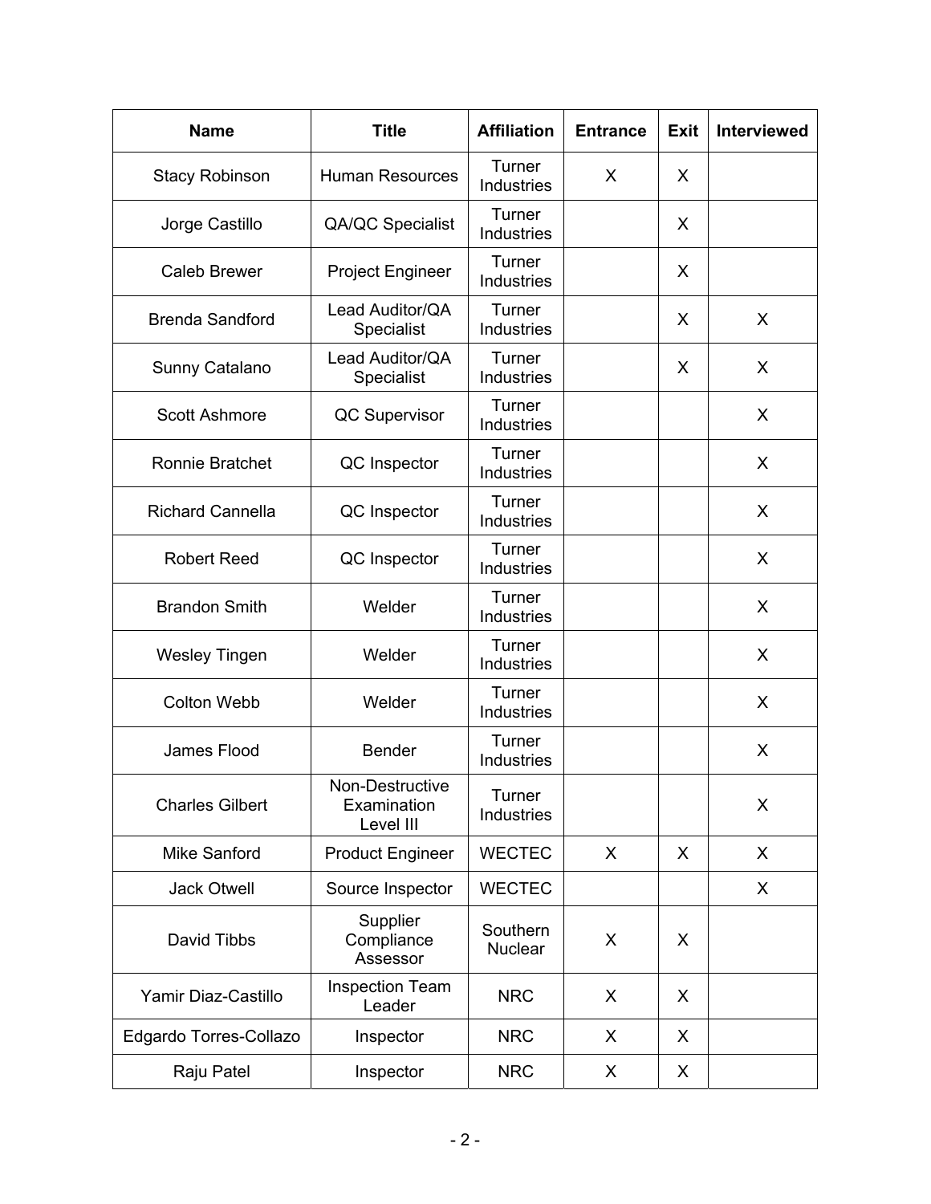| Name | Title | Affiliation | Entrance | Exit | Interviewed |
|---|---|---|---|---|---|
| Stacy Robinson | Human Resources | Turner Industries | X | X | |
| Jorge Castillo | QA/QC Specialist | Turner Industries | | X | |
| Caleb Brewer | Project Engineer | Turner Industries | | X | |
| Brenda Sandford | Lead Auditor/QA Specialist | Turner Industries | | X | X |
| Sunny Catalano | Lead Auditor/QA Specialist | Turner Industries | | X | X |
| Scott Ashmore | QC Supervisor | Turner Industries | | | X |
| Ronnie Bratchet | QC Inspector | Turner Industries | | | X |
| Richard Cannella | QC Inspector | Turner Industries | | | X |
| Robert Reed | QC Inspector | Turner Industries | | | X |
| Brandon Smith | Welder | Turner Industries | | | X |
| Wesley Tingen | Welder | Turner Industries | | | X |
| Colton Webb | Welder | Turner Industries | | | X |
| James Flood | Bender | Turner Industries | | | X |
| Charles Gilbert | Non-Destructive Examination Level III | Turner Industries | | | X |
| Mike Sanford | Product Engineer | WECTEC | X | X | X |
| Jack Otwell | Source Inspector | WECTEC | | | X |
| David Tibbs | Supplier Compliance Assessor | Southern Nuclear | X | X | |
| Yamir Diaz-Castillo | Inspection Team Leader | NRC | X | X | |
| Edgardo Torres-Collazo | Inspector | NRC | X | X | |
| Raju Patel | Inspector | NRC | X | X | |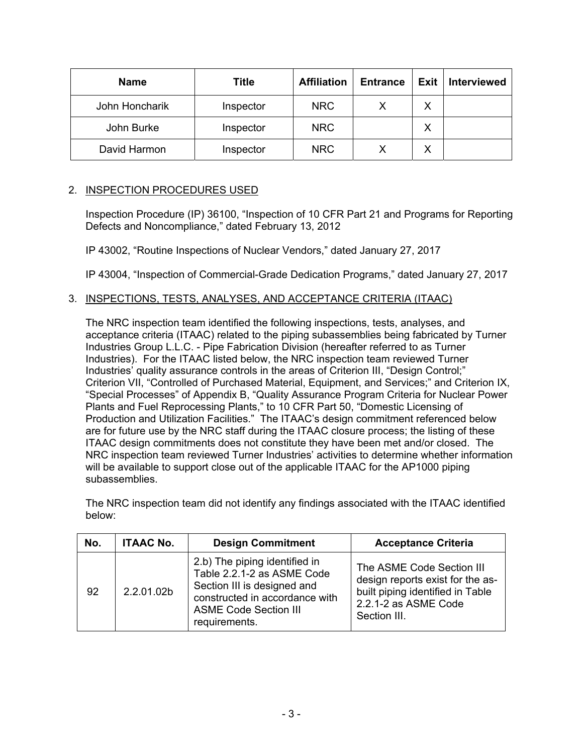| Name | Title | Affiliation | Entrance | Exit | Interviewed |
|---|---|---|---|---|---|
| John Honcharik | Inspector | NRC | X | X | |
| John Burke | Inspector | NRC | | X | |
| David Harmon | Inspector | NRC | X | X | |

## 2. INSPECTION PROCEDURES USED

Inspection Procedure (IP) 36100, "Inspection of 10 CFR Part 21 and Programs for Reporting Defects and Noncompliance," dated February 13, 2012

IP 43002, "Routine Inspections of Nuclear Vendors," dated January 27, 2017

IP 43004, "Inspection of Commercial-Grade Dedication Programs," dated January 27, 2017

## 3. INSPECTIONS, TESTS, ANALYSES, AND ACCEPTANCE CRITERIA (ITAAC)

The NRC inspection team identified the following inspections, tests, analyses, and acceptance criteria (ITAAC) related to the piping subassemblies being fabricated by Turner Industries Group L.L.C. - Pipe Fabrication Division (hereafter referred to as Turner Industries). For the ITAAC listed below, the NRC inspection team reviewed Turner Industries' quality assurance controls in the areas of Criterion III, "Design Control;" Criterion VII, "Controlled of Purchased Material, Equipment, and Services;" and Criterion IX, "Special Processes" of Appendix B, "Quality Assurance Program Criteria for Nuclear Power Plants and Fuel Reprocessing Plants," to 10 CFR Part 50, "Domestic Licensing of Production and Utilization Facilities." The ITAAC's design commitment referenced below are for future use by the NRC staff during the ITAAC closure process; the listing of these ITAAC design commitments does not constitute they have been met and/or closed. The NRC inspection team reviewed Turner Industries' activities to determine whether information will be available to support close out of the applicable ITAAC for the AP1000 piping subassemblies.

The NRC inspection team did not identify any findings associated with the ITAAC identified below:

| No. | ITAAC No. | Design Commitment | Acceptance Criteria |
|---|---|---|---|
| 92 | 2.2.01.02b | 2.b) The piping identified in Table 2.2.1-2 as ASME Code Section III is designed and constructed in accordance with ASME Code Section III requirements. | The ASME Code Section III design reports exist for the as-built piping identified in Table 2.2.1-2 as ASME Code Section III. |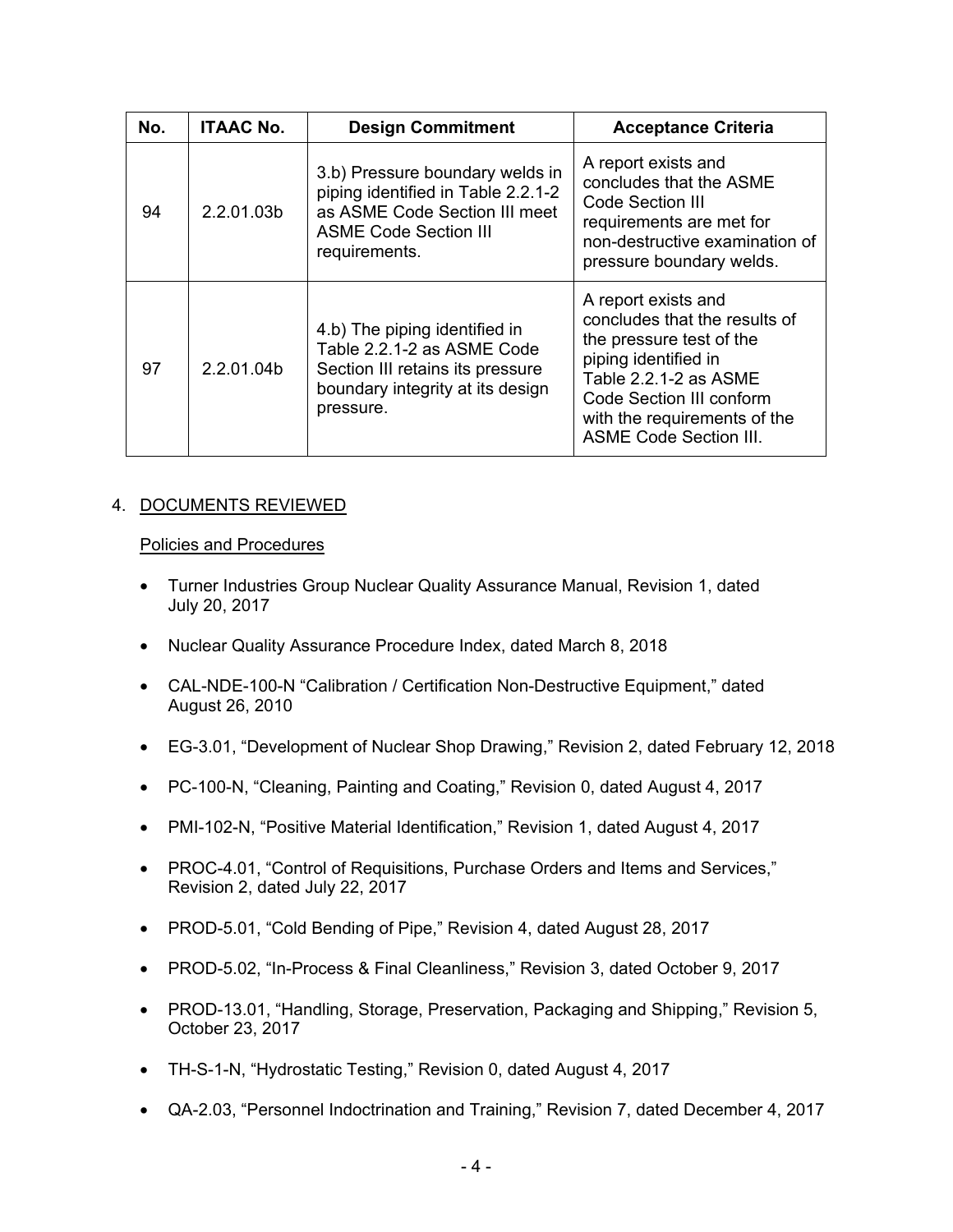| No. | ITAAC No. | Design Commitment | Acceptance Criteria |
|---|---|---|---|
| 94 | 2.2.01.03b | 3.b) Pressure boundary welds in piping identified in Table 2.2.1-2 as ASME Code Section III meet ASME Code Section III requirements. | A report exists and concludes that the ASME Code Section III requirements are met for non-destructive examination of pressure boundary welds. |
| 97 | 2.2.01.04b | 4.b) The piping identified in Table 2.2.1-2 as ASME Code Section III retains its pressure boundary integrity at its design pressure. | A report exists and concludes that the results of the pressure test of the piping identified in Table 2.2.1-2 as ASME Code Section III conform with the requirements of the ASME Code Section III. |

4. DOCUMENTS REVIEWED

Policies and Procedures

- Turner Industries Group Nuclear Quality Assurance Manual, Revision 1, dated July 20, 2017
- Nuclear Quality Assurance Procedure Index, dated March 8, 2018
- CAL-NDE-100-N "Calibration / Certification Non-Destructive Equipment," dated August 26, 2010
- EG-3.01, "Development of Nuclear Shop Drawing," Revision 2, dated February 12, 2018
- PC-100-N, "Cleaning, Painting and Coating," Revision 0, dated August 4, 2017
- PMI-102-N, "Positive Material Identification," Revision 1, dated August 4, 2017
- PROC-4.01, "Control of Requisitions, Purchase Orders and Items and Services," Revision 2, dated July 22, 2017
- PROD-5.01, "Cold Bending of Pipe," Revision 4, dated August 28, 2017
- PROD-5.02, "In-Process & Final Cleanliness," Revision 3, dated October 9, 2017
- PROD-13.01, "Handling, Storage, Preservation, Packaging and Shipping," Revision 5, October 23, 2017
- TH-S-1-N, "Hydrostatic Testing," Revision 0, dated August 4, 2017
- QA-2.03, "Personnel Indoctrination and Training," Revision 7, dated December 4, 2017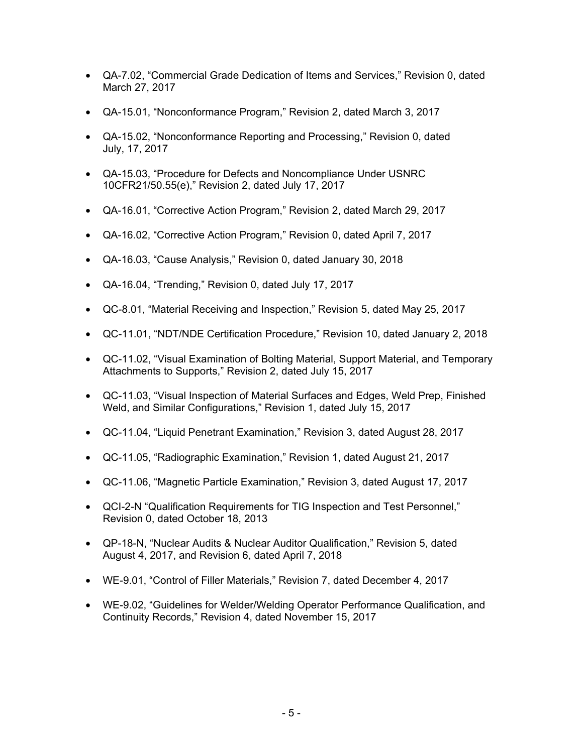- QA-7.02, “Commercial Grade Dedication of Items and Services,” Revision 0, dated March 27, 2017

- QA-15.01, “Nonconformance Program,” Revision 2, dated March 3, 2017

- QA-15.02, “Nonconformance Reporting and Processing,” Revision 0, dated July, 17, 2017

- QA-15.03, “Procedure for Defects and Noncompliance Under USNRC 10CFR21/50.55(e),” Revision 2, dated July 17, 2017

- QA-16.01, “Corrective Action Program,” Revision 2, dated March 29, 2017

- QA-16.02, “Corrective Action Program,” Revision 0, dated April 7, 2017

- QA-16.03, “Cause Analysis,” Revision 0, dated January 30, 2018

- QA-16.04, “Trending,” Revision 0, dated July 17, 2017

- QC-8.01, “Material Receiving and Inspection,” Revision 5, dated May 25, 2017

- QC-11.01, “NDT/NDE Certification Procedure,” Revision 10, dated January 2, 2018

- QC-11.02, “Visual Examination of Bolting Material, Support Material, and Temporary Attachments to Supports,” Revision 2, dated July 15, 2017

- QC-11.03, “Visual Inspection of Material Surfaces and Edges, Weld Prep, Finished Weld, and Similar Configurations,” Revision 1, dated July 15, 2017

- QC-11.04, “Liquid Penetrant Examination,” Revision 3, dated August 28, 2017

- QC-11.05, “Radiographic Examination,” Revision 1, dated August 21, 2017

- QC-11.06, “Magnetic Particle Examination,” Revision 3, dated August 17, 2017

- QCI-2-N “Qualification Requirements for TIG Inspection and Test Personnel,” Revision 0, dated October 18, 2013

- QP-18-N, “Nuclear Audits & Nuclear Auditor Qualification,” Revision 5, dated August 4, 2017, and Revision 6, dated April 7, 2018

- WE-9.01, “Control of Filler Materials,” Revision 7, dated December 4, 2017

- WE-9.02, “Guidelines for Welder/Welding Operator Performance Qualification, and Continuity Records,” Revision 4, dated November 15, 2017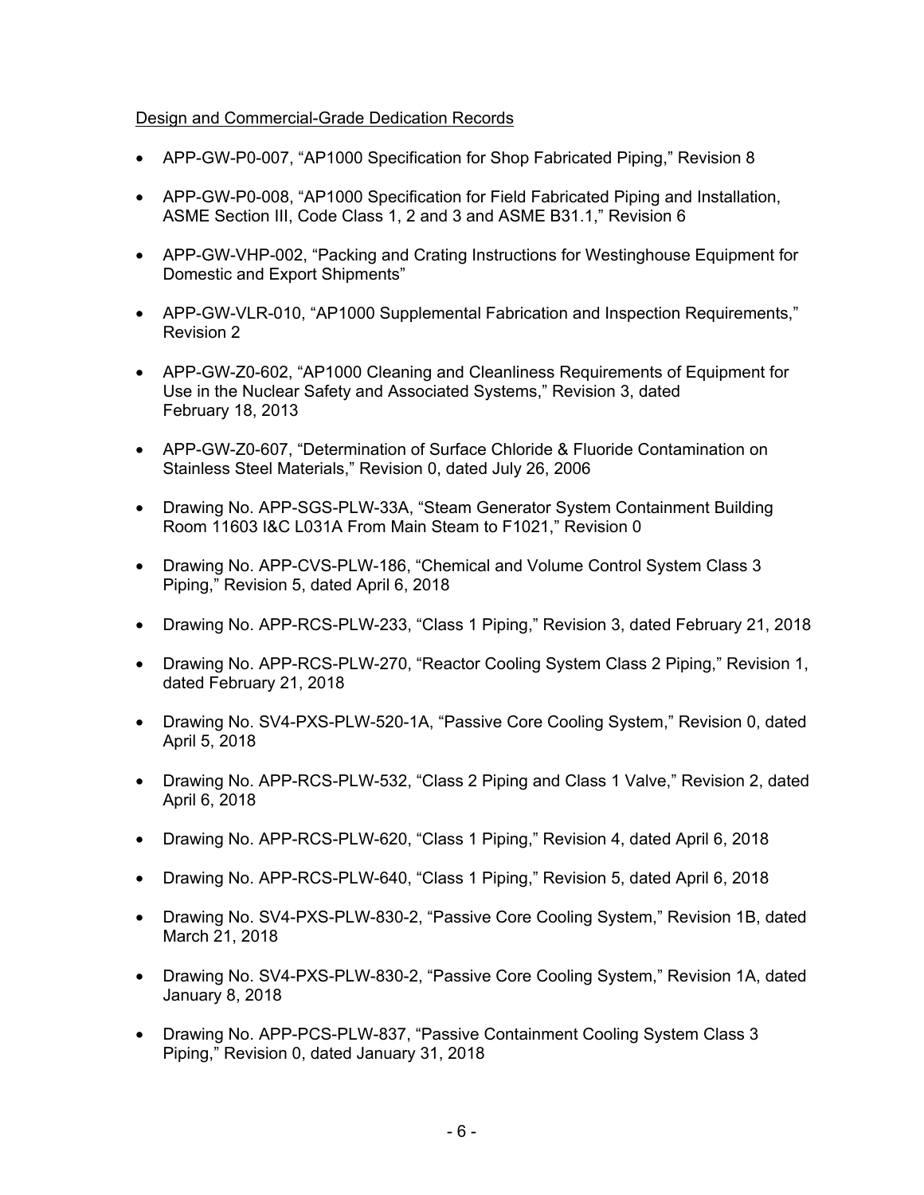<u>Design and Commercial-Grade Dedication Records</u>

- APP-GW-P0-007, "AP1000 Specification for Shop Fabricated Piping," Revision 8
- APP-GW-P0-008, "AP1000 Specification for Field Fabricated Piping and Installation, ASME Section III, Code Class 1, 2 and 3 and ASME B31.1," Revision 6
- APP-GW-VHP-002, "Packing and Crating Instructions for Westinghouse Equipment for Domestic and Export Shipments"
- APP-GW-VLR-010, "AP1000 Supplemental Fabrication and Inspection Requirements," Revision 2
- APP-GW-Z0-602, "AP1000 Cleaning and Cleanliness Requirements of Equipment for Use in the Nuclear Safety and Associated Systems," Revision 3, dated February 18, 2013
- APP-GW-Z0-607, "Determination of Surface Chloride & Fluoride Contamination on Stainless Steel Materials," Revision 0, dated July 26, 2006
- Drawing No. APP-SGS-PLW-33A, "Steam Generator System Containment Building Room 11603 I&C L031A From Main Steam to F1021," Revision 0
- Drawing No. APP-CVS-PLW-186, "Chemical and Volume Control System Class 3 Piping," Revision 5, dated April 6, 2018
- Drawing No. APP-RCS-PLW-233, "Class 1 Piping," Revision 3, dated February 21, 2018
- Drawing No. APP-RCS-PLW-270, "Reactor Cooling System Class 2 Piping," Revision 1, dated February 21, 2018
- Drawing No. SV4-PXS-PLW-520-1A, "Passive Core Cooling System," Revision 0, dated April 5, 2018
- Drawing No. APP-RCS-PLW-532, "Class 2 Piping and Class 1 Valve," Revision 2, dated April 6, 2018
- Drawing No. APP-RCS-PLW-620, "Class 1 Piping," Revision 4, dated April 6, 2018
- Drawing No. APP-RCS-PLW-640, "Class 1 Piping," Revision 5, dated April 6, 2018
- Drawing No. SV4-PXS-PLW-830-2, "Passive Core Cooling System," Revision 1B, dated March 21, 2018
- Drawing No. SV4-PXS-PLW-830-2, "Passive Core Cooling System," Revision 1A, dated January 8, 2018
- Drawing No. APP-PCS-PLW-837, "Passive Containment Cooling System Class 3 Piping," Revision 0, dated January 31, 2018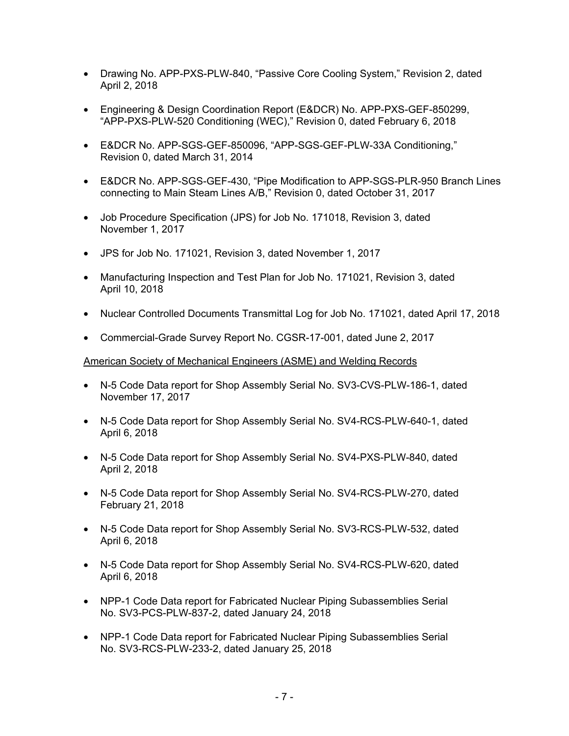- Drawing No. APP-PXS-PLW-840, "Passive Core Cooling System," Revision 2, dated April 2, 2018

- Engineering & Design Coordination Report (E&DCR) No. APP-PXS-GEF-850299, "APP-PXS-PLW-520 Conditioning (WEC)," Revision 0, dated February 6, 2018

- E&DCR No. APP-SGS-GEF-850096, "APP-SGS-GEF-PLW-33A Conditioning," Revision 0, dated March 31, 2014

- E&DCR No. APP-SGS-GEF-430, "Pipe Modification to APP-SGS-PLR-950 Branch Lines connecting to Main Steam Lines A/B," Revision 0, dated October 31, 2017

- Job Procedure Specification (JPS) for Job No. 171018, Revision 3, dated November 1, 2017

- JPS for Job No. 171021, Revision 3, dated November 1, 2017

- Manufacturing Inspection and Test Plan for Job No. 171021, Revision 3, dated April 10, 2018

- Nuclear Controlled Documents Transmittal Log for Job No. 171021, dated April 17, 2018

- Commercial-Grade Survey Report No. CGSR-17-001, dated June 2, 2017

American Society of Mechanical Engineers (ASME) and Welding Records

- N-5 Code Data report for Shop Assembly Serial No. SV3-CVS-PLW-186-1, dated November 17, 2017

- N-5 Code Data report for Shop Assembly Serial No. SV4-RCS-PLW-640-1, dated April 6, 2018

- N-5 Code Data report for Shop Assembly Serial No. SV4-PXS-PLW-840, dated April 2, 2018

- N-5 Code Data report for Shop Assembly Serial No. SV4-RCS-PLW-270, dated February 21, 2018

- N-5 Code Data report for Shop Assembly Serial No. SV3-RCS-PLW-532, dated April 6, 2018

- N-5 Code Data report for Shop Assembly Serial No. SV4-RCS-PLW-620, dated April 6, 2018

- NPP-1 Code Data report for Fabricated Nuclear Piping Subassemblies Serial No. SV3-PCS-PLW-837-2, dated January 24, 2018

- NPP-1 Code Data report for Fabricated Nuclear Piping Subassemblies Serial No. SV3-RCS-PLW-233-2, dated January 25, 2018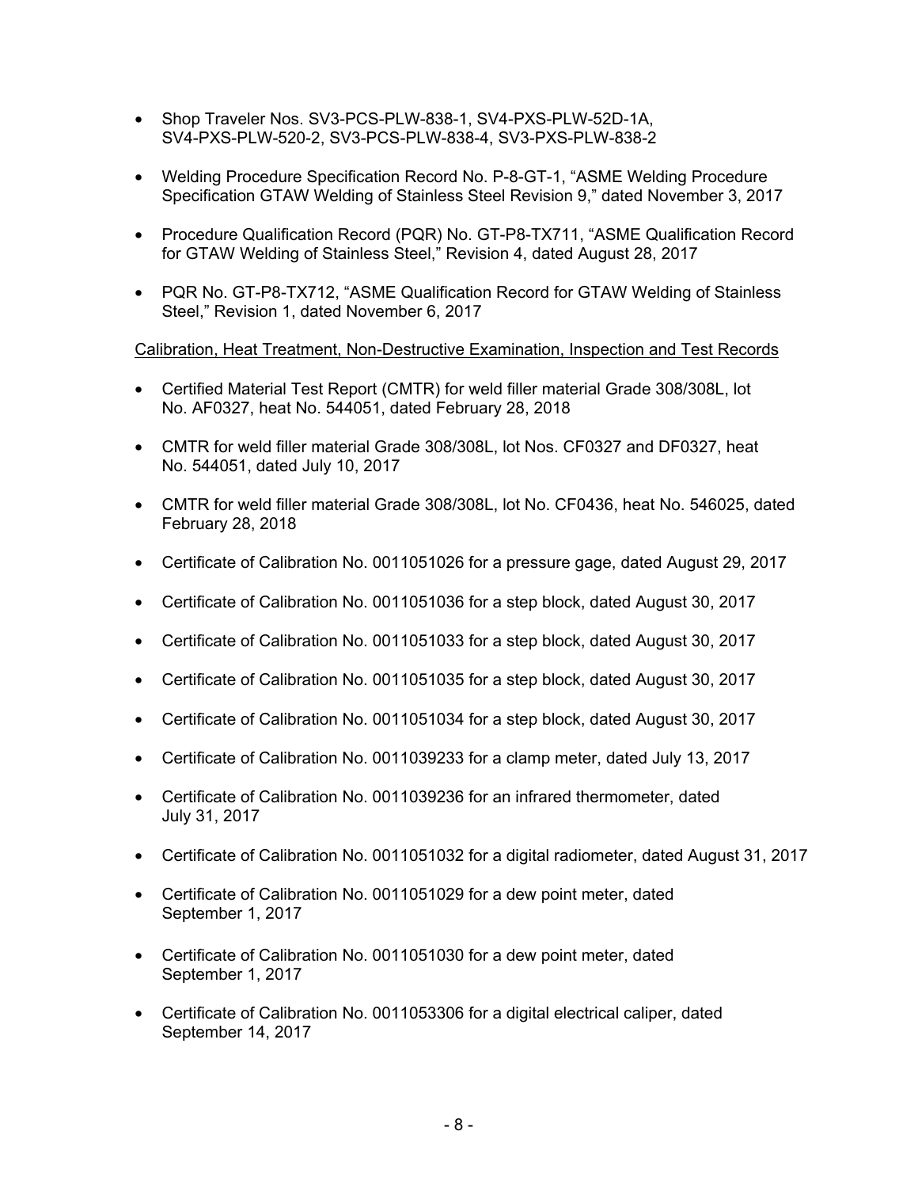- Shop Traveler Nos. SV3-PCS-PLW-838-1, SV4-PXS-PLW-52D-1A, SV4-PXS-PLW-520-2, SV3-PCS-PLW-838-4, SV3-PXS-PLW-838-2
- Welding Procedure Specification Record No. P-8-GT-1, "ASME Welding Procedure Specification GTAW Welding of Stainless Steel Revision 9," dated November 3, 2017
- Procedure Qualification Record (PQR) No. GT-P8-TX711, "ASME Qualification Record for GTAW Welding of Stainless Steel," Revision 4, dated August 28, 2017
- PQR No. GT-P8-TX712, "ASME Qualification Record for GTAW Welding of Stainless Steel," Revision 1, dated November 6, 2017

<u>Calibration, Heat Treatment, Non-Destructive Examination, Inspection and Test Records</u>

- Certified Material Test Report (CMTR) for weld filler material Grade 308/308L, lot No. AF0327, heat No. 544051, dated February 28, 2018
- CMTR for weld filler material Grade 308/308L, lot Nos. CF0327 and DF0327, heat No. 544051, dated July 10, 2017
- CMTR for weld filler material Grade 308/308L, lot No. CF0436, heat No. 546025, dated February 28, 2018
- Certificate of Calibration No. 0011051026 for a pressure gage, dated August 29, 2017
- Certificate of Calibration No. 0011051036 for a step block, dated August 30, 2017
- Certificate of Calibration No. 0011051033 for a step block, dated August 30, 2017
- Certificate of Calibration No. 0011051035 for a step block, dated August 30, 2017
- Certificate of Calibration No. 0011051034 for a step block, dated August 30, 2017
- Certificate of Calibration No. 0011039233 for a clamp meter, dated July 13, 2017
- Certificate of Calibration No. 0011039236 for an infrared thermometer, dated July 31, 2017
- Certificate of Calibration No. 0011051032 for a digital radiometer, dated August 31, 2017
- Certificate of Calibration No. 0011051029 for a dew point meter, dated September 1, 2017
- Certificate of Calibration No. 0011051030 for a dew point meter, dated September 1, 2017
- Certificate of Calibration No. 0011053306 for a digital electrical caliper, dated September 14, 2017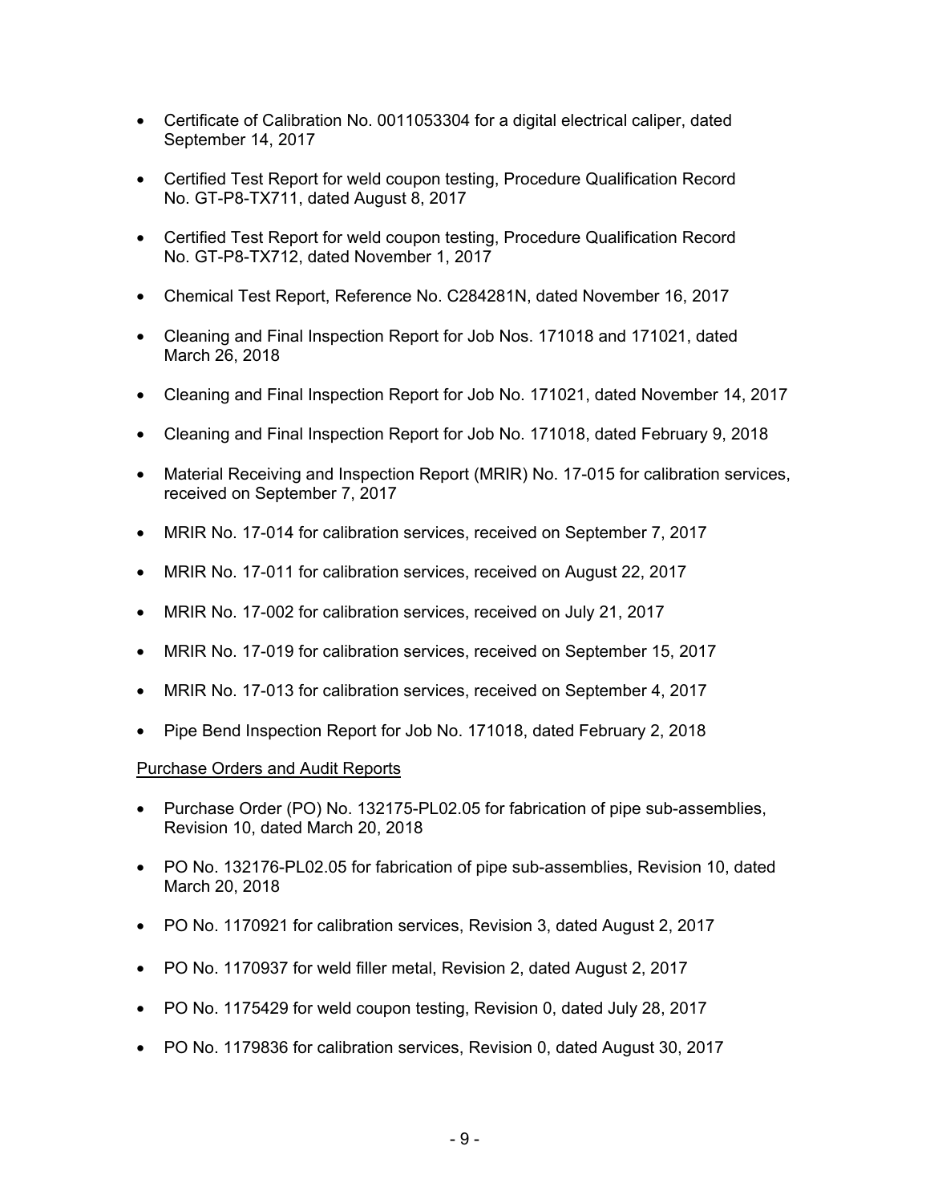- Certificate of Calibration No. 0011053304 for a digital electrical caliper, dated September 14, 2017

- Certified Test Report for weld coupon testing, Procedure Qualification Record No. GT-P8-TX711, dated August 8, 2017

- Certified Test Report for weld coupon testing, Procedure Qualification Record No. GT-P8-TX712, dated November 1, 2017

- Chemical Test Report, Reference No. C284281N, dated November 16, 2017

- Cleaning and Final Inspection Report for Job Nos. 171018 and 171021, dated March 26, 2018

- Cleaning and Final Inspection Report for Job No. 171021, dated November 14, 2017

- Cleaning and Final Inspection Report for Job No. 171018, dated February 9, 2018

- Material Receiving and Inspection Report (MRIR) No. 17-015 for calibration services, received on September 7, 2017

- MRIR No. 17-014 for calibration services, received on September 7, 2017

- MRIR No. 17-011 for calibration services, received on August 22, 2017

- MRIR No. 17-002 for calibration services, received on July 21, 2017

- MRIR No. 17-019 for calibration services, received on September 15, 2017

- MRIR No. 17-013 for calibration services, received on September 4, 2017

- Pipe Bend Inspection Report for Job No. 171018, dated February 2, 2018

<u>Purchase Orders and Audit Reports</u>

- Purchase Order (PO) No. 132175-PL02.05 for fabrication of pipe sub-assemblies, Revision 10, dated March 20, 2018

- PO No. 132176-PL02.05 for fabrication of pipe sub-assemblies, Revision 10, dated March 20, 2018

- PO No. 1170921 for calibration services, Revision 3, dated August 2, 2017

- PO No. 1170937 for weld filler metal, Revision 2, dated August 2, 2017

- PO No. 1175429 for weld coupon testing, Revision 0, dated July 28, 2017

- PO No. 1179836 for calibration services, Revision 0, dated August 30, 2017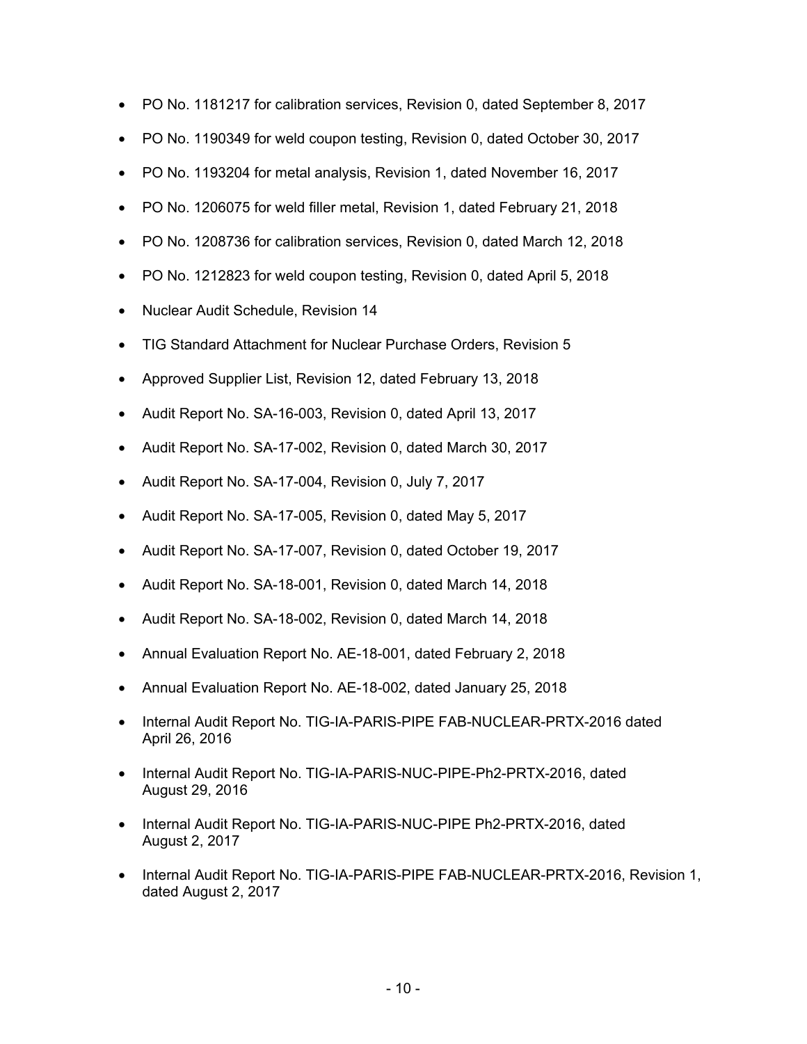- PO No. 1181217 for calibration services, Revision 0, dated September 8, 2017
- PO No. 1190349 for weld coupon testing, Revision 0, dated October 30, 2017
- PO No. 1193204 for metal analysis, Revision 1, dated November 16, 2017
- PO No. 1206075 for weld filler metal, Revision 1, dated February 21, 2018
- PO No. 1208736 for calibration services, Revision 0, dated March 12, 2018
- PO No. 1212823 for weld coupon testing, Revision 0, dated April 5, 2018
- Nuclear Audit Schedule, Revision 14
- TIG Standard Attachment for Nuclear Purchase Orders, Revision 5
- Approved Supplier List, Revision 12, dated February 13, 2018
- Audit Report No. SA-16-003, Revision 0, dated April 13, 2017
- Audit Report No. SA-17-002, Revision 0, dated March 30, 2017
- Audit Report No. SA-17-004, Revision 0, July 7, 2017
- Audit Report No. SA-17-005, Revision 0, dated May 5, 2017
- Audit Report No. SA-17-007, Revision 0, dated October 19, 2017
- Audit Report No. SA-18-001, Revision 0, dated March 14, 2018
- Audit Report No. SA-18-002, Revision 0, dated March 14, 2018
- Annual Evaluation Report No. AE-18-001, dated February 2, 2018
- Annual Evaluation Report No. AE-18-002, dated January 25, 2018
- Internal Audit Report No. TIG-IA-PARIS-PIPE FAB-NUCLEAR-PRTX-2016 dated April 26, 2016
- Internal Audit Report No. TIG-IA-PARIS-NUC-PIPE-Ph2-PRTX-2016, dated August 29, 2016
- Internal Audit Report No. TIG-IA-PARIS-NUC-PIPE Ph2-PRTX-2016, dated August 2, 2017
- Internal Audit Report No. TIG-IA-PARIS-PIPE FAB-NUCLEAR-PRTX-2016, Revision 1, dated August 2, 2017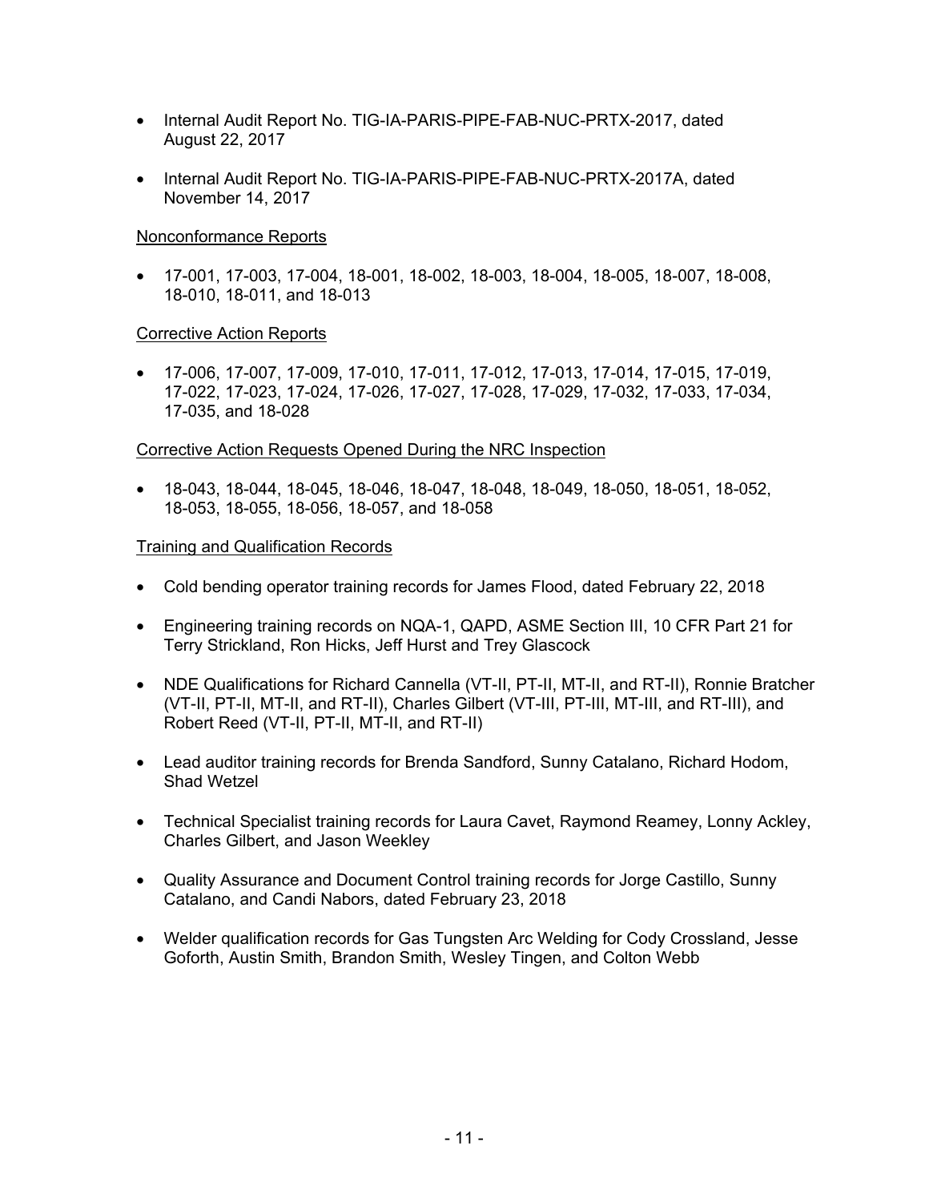- Internal Audit Report No. TIG-IA-PARIS-PIPE-FAB-NUC-PRTX-2017, dated August 22, 2017

- Internal Audit Report No. TIG-IA-PARIS-PIPE-FAB-NUC-PRTX-2017A, dated November 14, 2017

<u>Nonconformance Reports</u>

- 17-001, 17-003, 17-004, 18-001, 18-002, 18-003, 18-004, 18-005, 18-007, 18-008, 18-010, 18-011, and 18-013

<u>Corrective Action Reports</u>

- 17-006, 17-007, 17-009, 17-010, 17-011, 17-012, 17-013, 17-014, 17-015, 17-019, 17-022, 17-023, 17-024, 17-026, 17-027, 17-028, 17-029, 17-032, 17-033, 17-034, 17-035, and 18-028

<u>Corrective Action Requests Opened During the NRC Inspection</u>

- 18-043, 18-044, 18-045, 18-046, 18-047, 18-048, 18-049, 18-050, 18-051, 18-052, 18-053, 18-055, 18-056, 18-057, and 18-058

<u>Training and Qualification Records</u>

- Cold bending operator training records for James Flood, dated February 22, 2018

- Engineering training records on NQA-1, QAPD, ASME Section III, 10 CFR Part 21 for Terry Strickland, Ron Hicks, Jeff Hurst and Trey Glascock

- NDE Qualifications for Richard Cannella (VT-II, PT-II, MT-II, and RT-II), Ronnie Bratcher (VT-II, PT-II, MT-II, and RT-II), Charles Gilbert (VT-III, PT-III, MT-III, and RT-III), and Robert Reed (VT-II, PT-II, MT-II, and RT-II)

- Lead auditor training records for Brenda Sandford, Sunny Catalano, Richard Hodom, Shad Wetzel

- Technical Specialist training records for Laura Cavet, Raymond Reamey, Lonny Ackley, Charles Gilbert, and Jason Weekley

- Quality Assurance and Document Control training records for Jorge Castillo, Sunny Catalano, and Candi Nabors, dated February 23, 2018

- Welder qualification records for Gas Tungsten Arc Welding for Cody Crossland, Jesse Goforth, Austin Smith, Brandon Smith, Wesley Tingen, and Colton Webb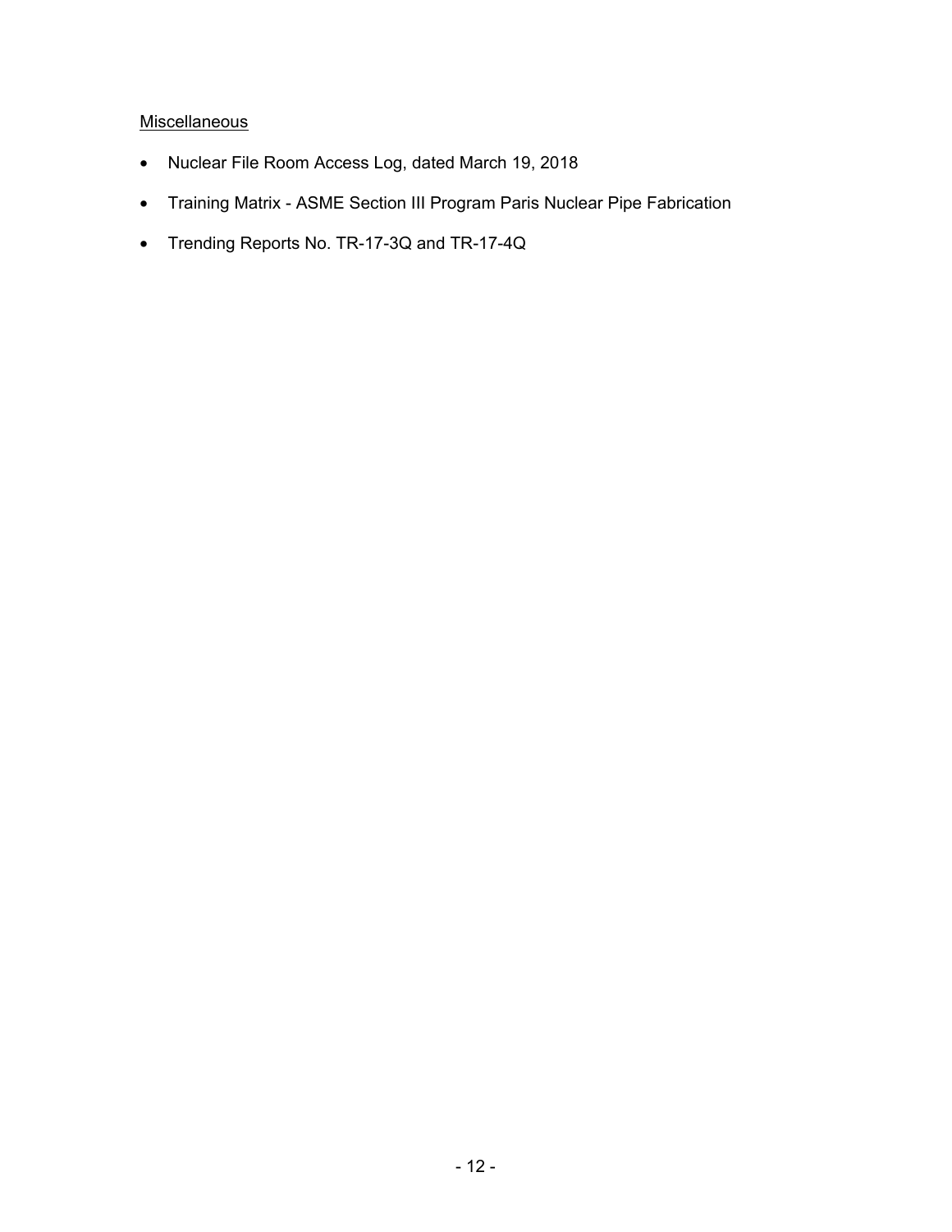Miscellaneous

- Nuclear File Room Access Log, dated March 19, 2018
- Training Matrix - ASME Section III Program Paris Nuclear Pipe Fabrication
- Trending Reports No. TR-17-3Q and TR-17-4Q